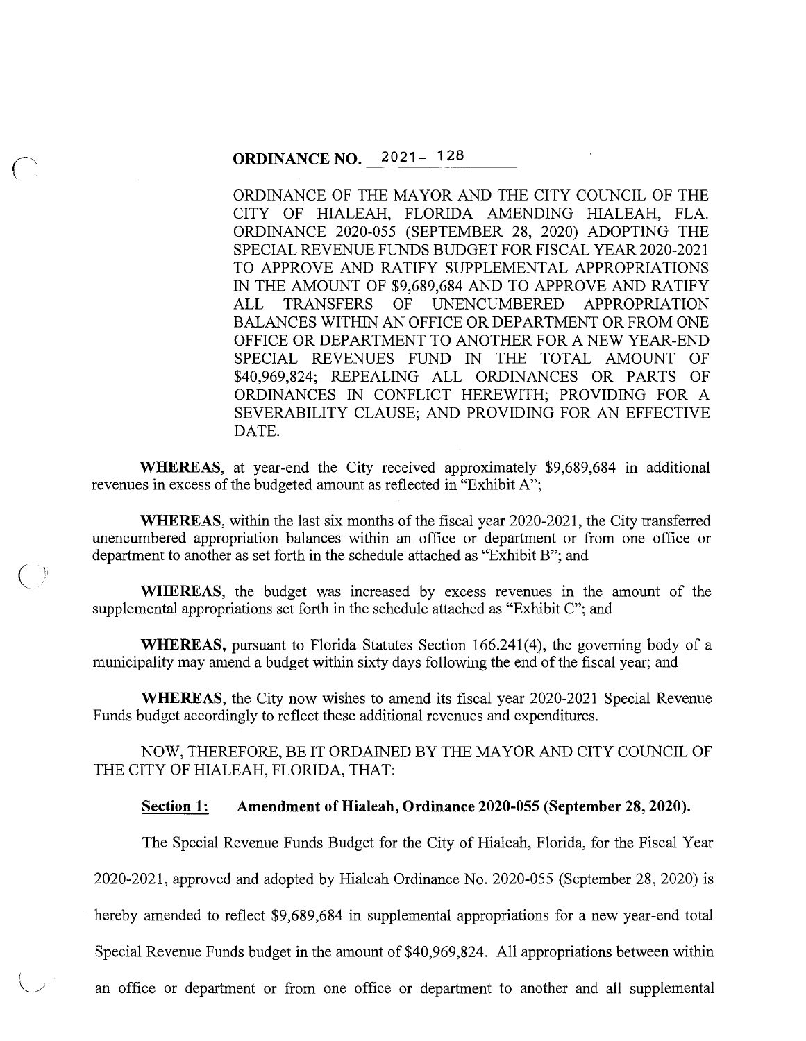**ORDINANCE NO. 2021- 128**

ORDINANCE OF THE MAYOR AND THE CITY COUNCIL OF THE CITY OF HIALEAH, FLORIDA AMENDING HIALEAH, FLA. ORDINANCE 2020-055 (SEPTEMBER 28, 2020) ADOPTING THE SPECIAL REVENUE FUNDS BUDGET FOR FISCAL YEAR 2020-2021 TO APPROVE AND RATIFY SUPPLEMENTAL APPROPRIATIONS IN THE AMOUNT OF $9,689,684 AND TO APPROVE AND RATIFY ALL TRANSFERS OF UNENCUMBERED APPROPRIATION BALANCES WITHIN AN OFFICE OR DEPARTMENT OR FROM ONE OFFICE OR DEPARTMENT TO ANOTHER FOR A NEW YEAR-END SPECIAL REVENUES FUND IN THE TOTAL AMOUNT OF $40,969,824; REPEALING ALL ORDINANCES OR PARTS OF ORDINANCES IN CONFLICT HEREWITH; PROVIDING FOR A SEVERABILITY CLAUSE; AND PROVIDING FOR AN EFFECTIVE DATE.

**WHEREAS**, at year-end the City received approximately $9,689,684 in additional revenues in excess of the budgeted amount as reflected in "Exhibit A";

**WHEREAS**, within the last six months of the fiscal year 2020-2021, the City transferred unencumbered appropriation balances within an office or department or from one office or department to another as set forth in the schedule attached as "Exhibit B"; and

**WHEREAS**, the budget was increased by excess revenues in the amount of the supplemental appropriations set forth in the schedule attached as "Exhibit C"; and

**WHEREAS,** pursuant to Florida Statutes Section 166.241(4), the governing body of a municipality may amend a budget within sixty days following the end of the fiscal year; and

**WHEREAS**, the City now wishes to amend its fiscal year 2020-2021 Special Revenue Funds budget accordingly to reflect these additional revenues and expenditures.

NOW, THEREFORE, BE IT ORDAINED BY THE MAYOR AND CITY COUNCIL OF THE CITY OF HIALEAH, FLORIDA, THAT:

**Section 1: Amendment of Hialeah, Ordinance 2020-055 (September 28, 2020).**

The Special Revenue Funds Budget for the City of Hialeah, Florida, for the Fiscal Year 2020-2021, approved and adopted by Hialeah Ordinance No. 2020-055 (September 28, 2020) is hereby amended to reflect $9,689,684 in supplemental appropriations for a new year-end total Special Revenue Funds budget in the amount of $40,969,824. All appropriations between within an office or department or from one office or department to another and all supplemental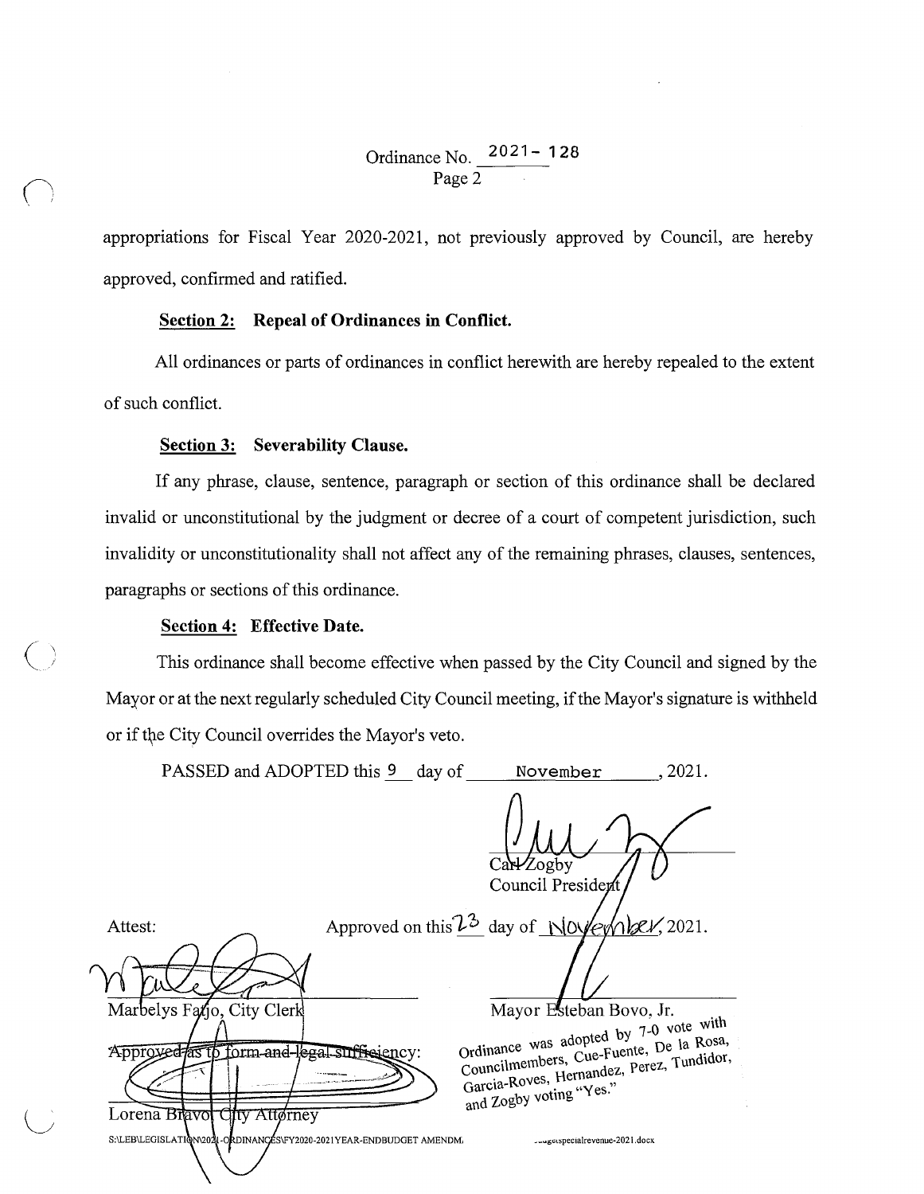Ordinance No. 2021- 128

appropriations for Fiscal Year 2020-2021, not previously approved by Council, are hereby approved, confirmed and ratified.

**Section 2: Repeal of Ordinances in Conflict.**

All ordinances or parts of ordinances in conflict herewith are hereby repealed to the extent of such conflict.

**Section 3: Severability Clause.**

If any phrase, clause, sentence, paragraph or section of this ordinance shall be declared invalid or unconstitutional by the judgment or decree of a court of competent jurisdiction, such invalidity or unconstitutionality shall not affect any of the remaining phrases, clauses, sentences, paragraphs or sections of this ordinance.

**Section 4: Effective Date.**

This ordinance shall become effective when passed by the City Council and signed by the Mayor or at the next regularly scheduled City Council meeting, if the Mayor's signature is withheld or if the City Council overrides the Mayor's veto.

PASSED and ADOPTED this 9 day of November, 2021.

Carl Zogby
Council President

Attest:

Marbelys Fatjo, City Clerk

Approved on this 23 day of November, 2021.

Mayor Esteban Bovo, Jr.

Approved as to form and legal sufficiency:

Lorena Bravo, City Attorney

Ordinance was adopted by 7-0 vote with Councilmembers, Cue-Fuente, De la Rosa, Garcia-Roves, Hernandez, Perez, Tundidor, and Zogby voting "Yes."

S:\LEB\LEGISLATION\2021-ORDINANCES\FY2020-2021YEAR-ENDBUDGET AMENDM...budgetspecialrevenue-2021.docx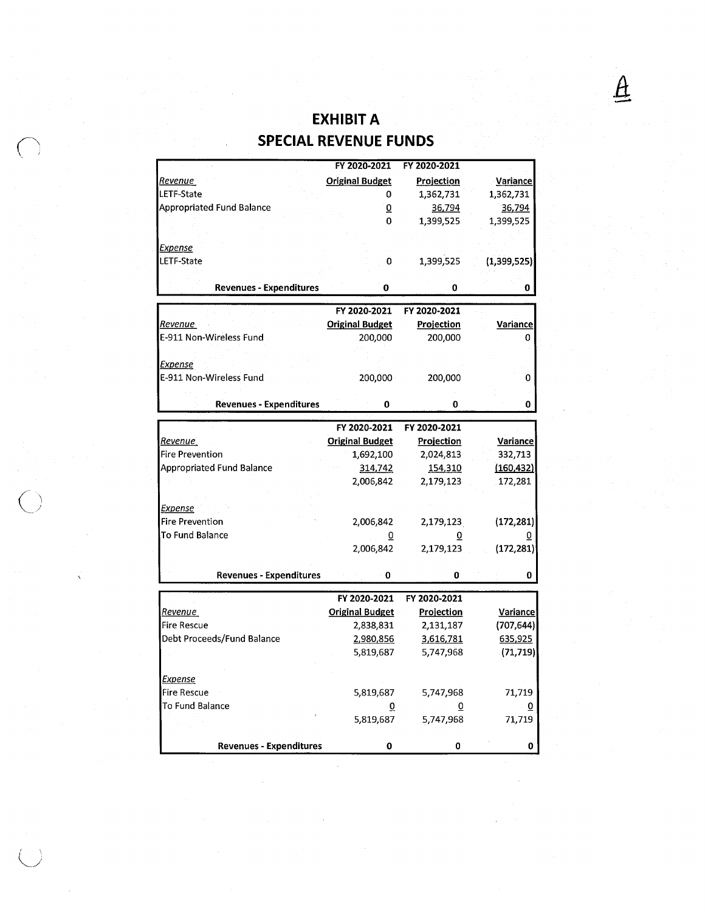A

# EXHIBIT A

## SPECIAL REVENUE FUNDS

| | FY 2020-2021 | FY 2020-2021 | |
|---|---|---|---|
| *Revenue* | **Original Budget** | **Projection** | **Variance** |
| LETF-State | 0 | 1,362,731 | 1,362,731 |
| Appropriated Fund Balance | 0 | 36,794 | 36,794 |
| | 0 | 1,399,525 | 1,399,525 |
| *Expense* | | | |
| LETF-State | 0 | 1,399,525 | (1,399,525) |
| **Revenues - Expenditures** | **0** | **0** | **0** |

| | FY 2020-2021 | FY 2020-2021 | |
|---|---|---|---|
| *Revenue* | **Original Budget** | **Projection** | **Variance** |
| E-911 Non-Wireless Fund | 200,000 | 200,000 | 0 |
| *Expense* | | | |
| E-911 Non-Wireless Fund | 200,000 | 200,000 | 0 |
| **Revenues - Expenditures** | **0** | **0** | **0** |

| | FY 2020-2021 | FY 2020-2021 | |
|---|---|---|---|
| *Revenue* | **Original Budget** | **Projection** | **Variance** |
| Fire Prevention | 1,692,100 | 2,024,813 | 332,713 |
| Appropriated Fund Balance | 314,742 | 154,310 | (160,432) |
| | 2,006,842 | 2,179,123 | 172,281 |
| *Expense* | | | |
| Fire Prevention | 2,006,842 | 2,179,123 | (172,281) |
| To Fund Balance | 0 | 0 | 0 |
| | 2,006,842 | 2,179,123 | (172,281) |
| **Revenues - Expenditures** | **0** | **0** | **0** |

| | FY 2020-2021 | FY 2020-2021 | |
|---|---|---|---|
| *Revenue* | **Original Budget** | **Projection** | **Variance** |
| Fire Rescue | 2,838,831 | 2,131,187 | (707,644) |
| Debt Proceeds/Fund Balance | 2,980,856 | 3,616,781 | 635,925 |
| | 5,819,687 | 5,747,968 | (71,719) |
| *Expense* | | | |
| Fire Rescue | 5,819,687 | 5,747,968 | 71,719 |
| To Fund Balance | 0 | 0 | 0 |
| | 5,819,687 | 5,747,968 | 71,719 |
| **Revenues - Expenditures** | **0** | **0** | **0** |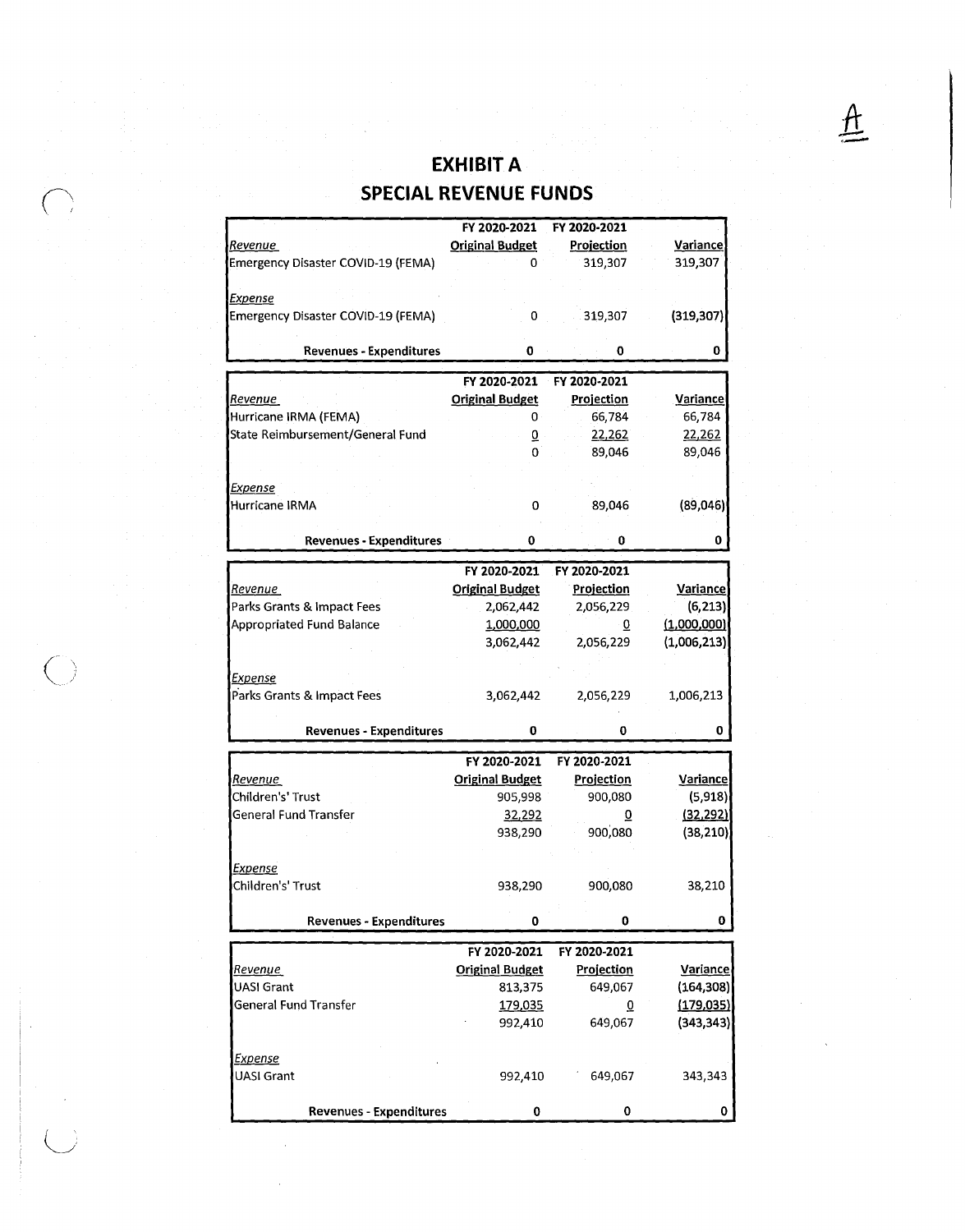# EXHIBIT A

## SPECIAL REVENUE FUNDS

| | FY 2020-2021 Original Budget | FY 2020-2021 Projection | Variance |
|---|---|---|---|
| *Revenue* | | | |
| Emergency Disaster COVID-19 (FEMA) | 0 | 319,307 | 319,307 |
| *Expense* | | | |
| Emergency Disaster COVID-19 (FEMA) | 0 | 319,307 | (319,307) |
| **Revenues - Expenditures** | **0** | **0** | **0** |

| | FY 2020-2021 Original Budget | FY 2020-2021 Projection | Variance |
|---|---|---|---|
| *Revenue* | | | |
| Hurricane IRMA (FEMA) | 0 | 66,784 | 66,784 |
| State Reimbursement/General Fund | 0 | 22,262 | 22,262 |
| | 0 | 89,046 | 89,046 |
| *Expense* | | | |
| Hurricane IRMA | 0 | 89,046 | (89,046) |
| **Revenues - Expenditures** | **0** | **0** | **0** |

| | FY 2020-2021 Original Budget | FY 2020-2021 Projection | Variance |
|---|---|---|---|
| *Revenue* | | | |
| Parks Grants & Impact Fees | 2,062,442 | 2,056,229 | (6,213) |
| Appropriated Fund Balance | 1,000,000 | 0 | (1,000,000) |
| | 3,062,442 | 2,056,229 | (1,006,213) |
| *Expense* | | | |
| Parks Grants & Impact Fees | 3,062,442 | 2,056,229 | 1,006,213 |
| **Revenues - Expenditures** | **0** | **0** | **0** |

| | FY 2020-2021 Original Budget | FY 2020-2021 Projection | Variance |
|---|---|---|---|
| *Revenue* | | | |
| Childrens' Trust | 905,998 | 900,080 | (5,918) |
| General Fund Transfer | 32,292 | 0 | (32,292) |
| | 938,290 | 900,080 | (38,210) |
| *Expense* | | | |
| Childrens' Trust | 938,290 | 900,080 | 38,210 |
| **Revenues - Expenditures** | **0** | **0** | **0** |

| | FY 2020-2021 Original Budget | FY 2020-2021 Projection | Variance |
|---|---|---|---|
| *Revenue* | | | |
| UASI Grant | 813,375 | 649,067 | (164,308) |
| General Fund Transfer | 179,035 | 0 | (179,035) |
| | 992,410 | 649,067 | (343,343) |
| *Expense* | | | |
| UASI Grant | 992,410 | 649,067 | 343,343 |
| **Revenues - Expenditures** | **0** | **0** | **0** |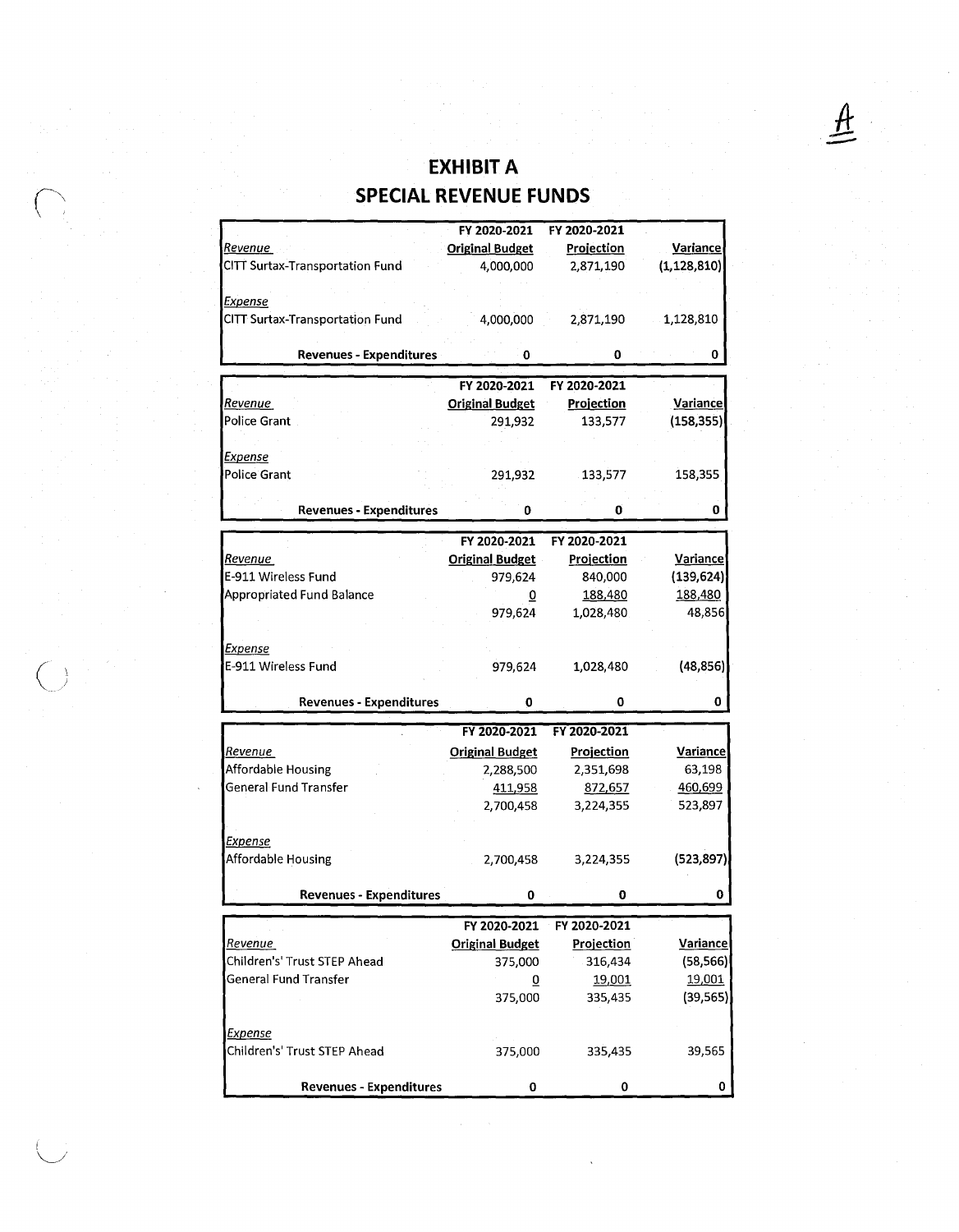A

# EXHIBIT A
## SPECIAL REVENUE FUNDS

| | FY 2020-2021 Original Budget | FY 2020-2021 Projection | Variance |
|---|---|---|---|
| *Revenue* | | | |
| CITT Surtax-Transportation Fund | 4,000,000 | 2,871,190 | (1,128,810) |
| *Expense* | | | |
| CITT Surtax-Transportation Fund | 4,000,000 | 2,871,190 | 1,128,810 |
| **Revenues - Expenditures** | 0 | 0 | 0 |

| | FY 2020-2021 Original Budget | FY 2020-2021 Projection | Variance |
|---|---|---|---|
| *Revenue* | | | |
| Police Grant | 291,932 | 133,577 | (158,355) |
| *Expense* | | | |
| Police Grant | 291,932 | 133,577 | 158,355 |
| **Revenues - Expenditures** | 0 | 0 | 0 |

| | FY 2020-2021 Original Budget | FY 2020-2021 Projection | Variance |
|---|---|---|---|
| *Revenue* | | | |
| E-911 Wireless Fund | 979,624 | 840,000 | (139,624) |
| Appropriated Fund Balance | 0 | 188,480 | 188,480 |
| | 979,624 | 1,028,480 | 48,856 |
| *Expense* | | | |
| E-911 Wireless Fund | 979,624 | 1,028,480 | (48,856) |
| **Revenues - Expenditures** | 0 | 0 | 0 |

| | FY 2020-2021 Original Budget | FY 2020-2021 Projection | Variance |
|---|---|---|---|
| *Revenue* | | | |
| Affordable Housing | 2,288,500 | 2,351,698 | 63,198 |
| General Fund Transfer | 411,958 | 872,657 | 460,699 |
| | 2,700,458 | 3,224,355 | 523,897 |
| *Expense* | | | |
| Affordable Housing | 2,700,458 | 3,224,355 | (523,897) |
| **Revenues - Expenditures** | 0 | 0 | 0 |

| | FY 2020-2021 Original Budget | FY 2020-2021 Projection | Variance |
|---|---|---|---|
| *Revenue* | | | |
| Children's' Trust STEP Ahead | 375,000 | 316,434 | (58,566) |
| General Fund Transfer | 0 | 19,001 | 19,001 |
| | 375,000 | 335,435 | (39,565) |
| *Expense* | | | |
| Children's' Trust STEP Ahead | 375,000 | 335,435 | 39,565 |
| **Revenues - Expenditures** | 0 | 0 | 0 |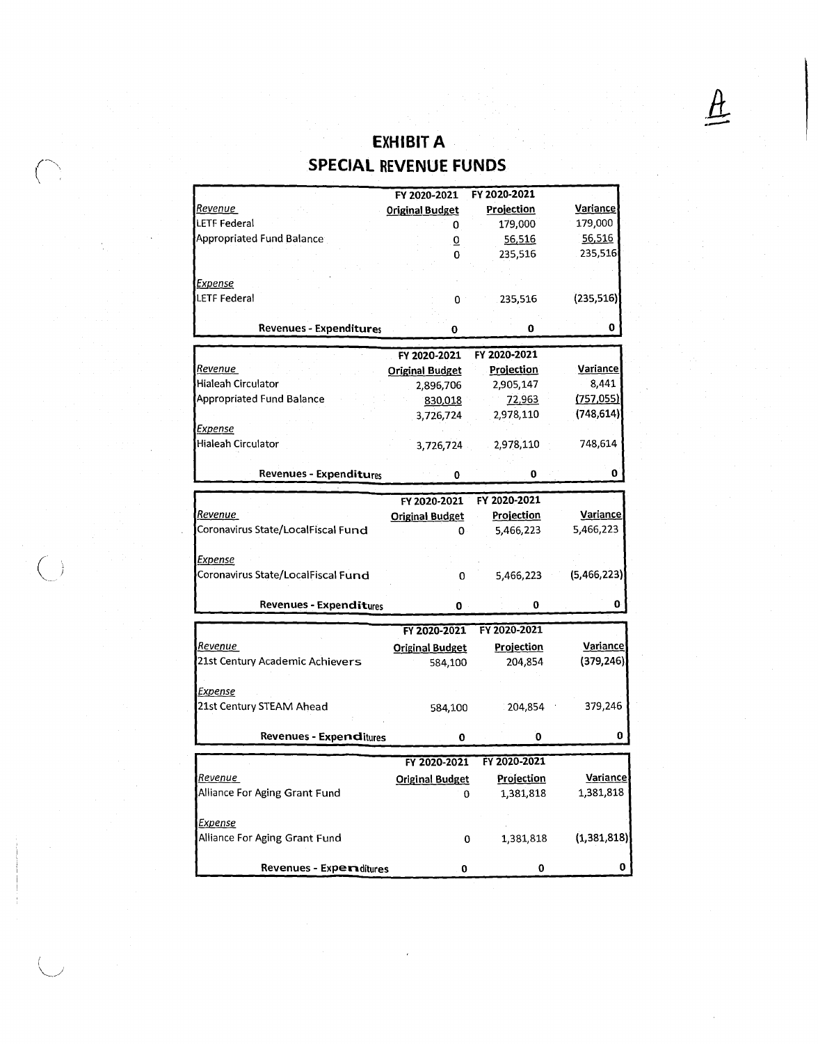# EXHIBIT A

## SPECIAL REVENUE FUNDS

| | FY 2020-2021 Original Budget | FY 2020-2021 Projection | Variance |
|---|---|---|---|
| *Revenue* | | | |
| LETF Federal | 0 | 179,000 | 179,000 |
| Appropriated Fund Balance | 0 | 56,516 | 56,516 |
| | 0 | 235,516 | 235,516 |
| *Expense* | | | |
| LETF Federal | 0 | 235,516 | (235,516) |
| **Revenues - Expenditures** | **0** | **0** | **0** |

| | FY 2020-2021 Original Budget | FY 2020-2021 Projection | Variance |
|---|---|---|---|
| *Revenue* | | | |
| Hialeah Circulator | 2,896,706 | 2,905,147 | 8,441 |
| Appropriated Fund Balance | 830,018 | 72,963 | (757,055) |
| | 3,726,724 | 2,978,110 | (748,614) |
| *Expense* | | | |
| Hialeah Circulator | 3,726,724 | 2,978,110 | 748,614 |
| **Revenues - Expenditures** | **0** | **0** | **0** |

| | FY 2020-2021 Original Budget | FY 2020-2021 Projection | Variance |
|---|---|---|---|
| *Revenue* | | | |
| Coronavirus State/LocalFiscal Fund | 0 | 5,466,223 | 5,466,223 |
| *Expense* | | | |
| Coronavirus State/LocalFiscal Fund | 0 | 5,466,223 | (5,466,223) |
| **Revenues - Expenditures** | **0** | **0** | **0** |

| | FY 2020-2021 Original Budget | FY 2020-2021 Projection | Variance |
|---|---|---|---|
| *Revenue* | | | |
| 21st Century Academic Achievers | 584,100 | 204,854 | (379,246) |
| *Expense* | | | |
| 21st Century STEAM Ahead | 584,100 | 204,854 | 379,246 |
| **Revenues - Expenditures** | **0** | **0** | **0** |

| | FY 2020-2021 Original Budget | FY 2020-2021 Projection | Variance |
|---|---|---|---|
| *Revenue* | | | |
| Alliance For Aging Grant Fund | 0 | 1,381,818 | 1,381,818 |
| *Expense* | | | |
| Alliance For Aging Grant Fund | 0 | 1,381,818 | (1,381,818) |
| **Revenues - Expenditures** | **0** | **0** | **0** |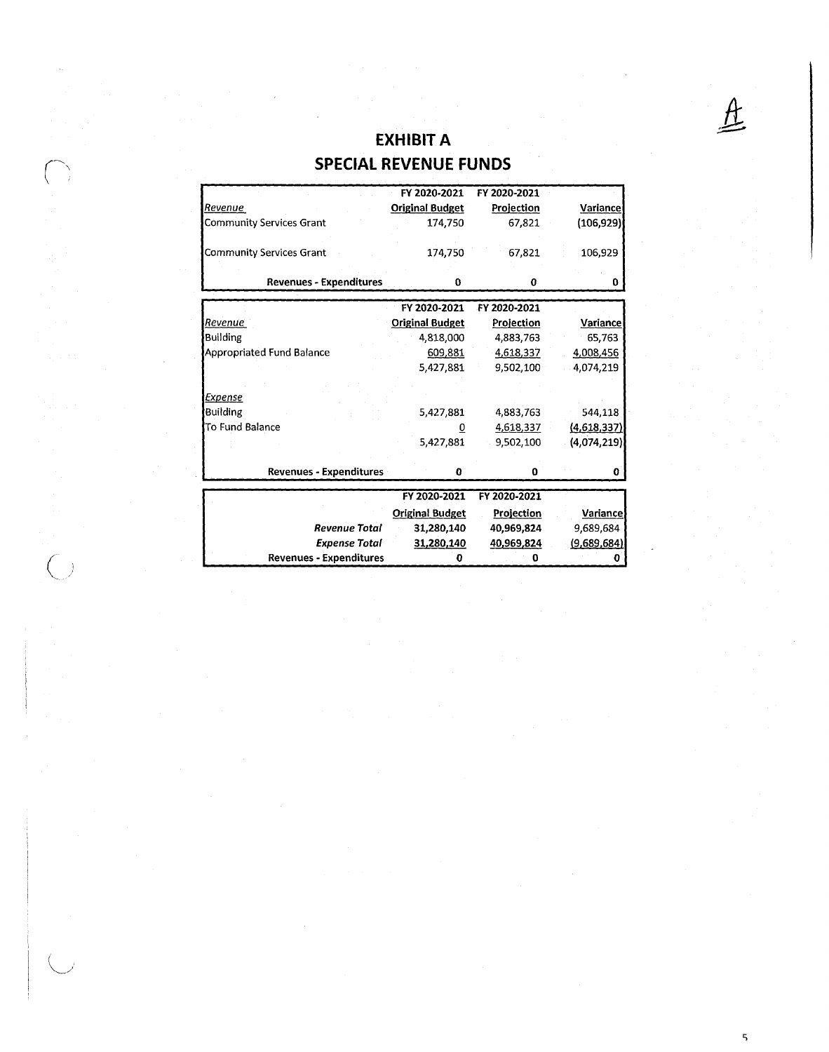# EXHIBIT A

## SPECIAL REVENUE FUNDS

| | FY 2020-2021 Original Budget | FY 2020-2021 Projection | Variance |
|---|---|---|---|
| *Revenue* | | | |
| Community Services Grant | 174,750 | 67,821 | (106,929) |
| | | | |
| Community Services Grant | 174,750 | 67,821 | 106,929 |
| | | | |
| **Revenues - Expenditures** | **0** | **0** | **0** |

| | FY 2020-2021 Original Budget | FY 2020-2021 Projection | Variance |
|---|---|---|---|
| *Revenue* | | | |
| Building | 4,818,000 | 4,883,763 | 65,763 |
| Appropriated Fund Balance | 609,881 | 4,618,337 | 4,008,456 |
| | 5,427,881 | 9,502,100 | 4,074,219 |
| | | | |
| *Expense* | | | |
| Building | 5,427,881 | 4,883,763 | 544,118 |
| To Fund Balance | 0 | 4,618,337 | (4,618,337) |
| | 5,427,881 | 9,502,100 | (4,074,219) |
| | | | |
| **Revenues - Expenditures** | **0** | **0** | **0** |

| | FY 2020-2021 Original Budget | FY 2020-2021 Projection | Variance |
|---|---|---|---|
| ***Revenue Total*** | **31,280,140** | **40,969,824** | 9,689,684 |
| ***Expense Total*** | **31,280,140** | **40,969,824** | (9,689,684) |
| **Revenues - Expenditures** | **0** | **0** | **0** |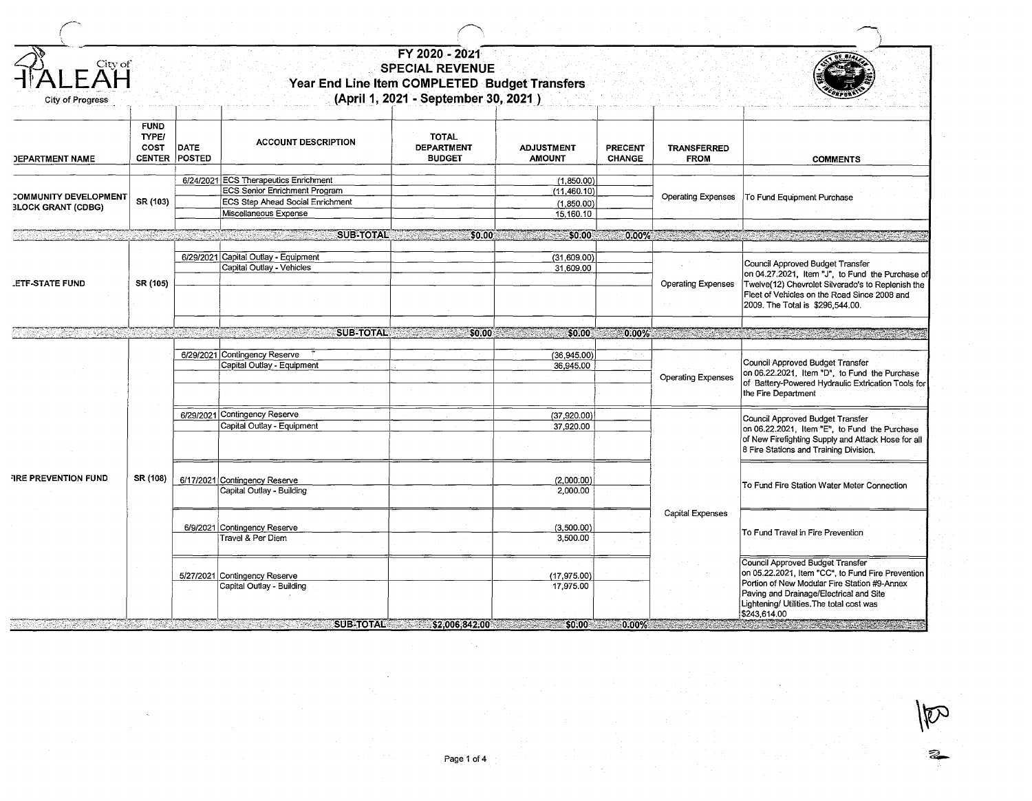# FY 2020 - 2021
## SPECIAL REVENUE
## Year End Line Item COMPLETED Budget Transfers
## (April 1, 2021 - September 30, 2021 )

| DEPARTMENT NAME | FUND TYPE/ COST CENTER | DATE POSTED | ACCOUNT DESCRIPTION | TOTAL DEPARTMENT BUDGET | ADJUSTMENT AMOUNT | PRECENT CHANGE | TRANSFERRED FROM | COMMENTS |
|---|---|---|---|---|---|---|---|---|
| COMMUNITY DEVELOPMENT BLOCK GRANT (CDBG) | SR (103) | 6/24/2021 | ECS Therapeutics Enrichment | | (1,850.00) | | Operating Expenses | To Fund Equipment Purchase |
| | | | ECS Senior Enrichment Program | | (11,460.10) | | | |
| | | | ECS Step Ahead Social Enrichment | | (1,850.00) | | | |
| | | | Miscellaneous Expense | | 15,160.10 | | | |
| | | | **SUB-TOTAL** | **$0.00** | **$0.00** | **0.00%** | | |
| LETF-STATE FUND | SR (105) | 6/29/2021 | Capital Outlay - Equipment | | (31,609.00) | | Operating Expenses | Council Approved Budget Transfer on 04.27.2021, Item "J", to Fund the Purchase of Twelve(12) Chevrolet Silverado's to Replenish the Fleet of Vehicles on the Road Since 2008 and 2009. The Total is $296,544.00. |
| | | | Capital Outlay - Vehicles | | 31,609.00 | | | |
| | | | **SUB-TOTAL** | **$0.00** | **$0.00** | **0.00%** | | |
| FIRE PREVENTION FUND | SR (108) | 6/29/2021 | Contingency Reserve | | (36,945.00) | | Operating Expenses | Council Approved Budget Transfer on 06.22.2021, Item "D", to Fund the Purchase of Battery-Powered Hydraulic Extrication Tools for the Fire Department |
| | | | Capital Outlay - Equipment | | 36,945.00 | | | |
| | | 6/29/2021 | Contingency Reserve | | (37,920.00) | | Capital Expenses | Council Approved Budget Transfer on 06.22.2021, Item "E", to Fund the Purchase of New Firefighting Supply and Attack Hose for all 8 Fire Stations and Training Division. |
| | | | Capital Outlay - Equipment | | 37,920.00 | | | |
| | | 6/17/2021 | Contingency Reserve | | (2,000.00) | | | To Fund Fire Station Water Meter Connection |
| | | | Capital Outlay - Building | | 2,000.00 | | | |
| | | 6/9/2021 | Contingency Reserve | | (3,500.00) | | | To Fund Travel in Fire Prevention |
| | | | Travel & Per Diem | | 3,500.00 | | | |
| | | 5/27/2021 | Contingency Reserve | | (17,975.00) | | | Council Approved Budget Transfer on 05.22.2021, Item "CC", to Fund Fire Prevention Portion of New Modular Fire Station #9-Annex Paving and Drainage/Electrical and Site Lightening/ Utilities.The total cost was $243,614.00 |
| | | | Capital Outlay - Building | | 17,975.00 | | | |
| | | | **SUB-TOTAL** | **$2,006,842.00** | **$0.00** | **0.00%** | | |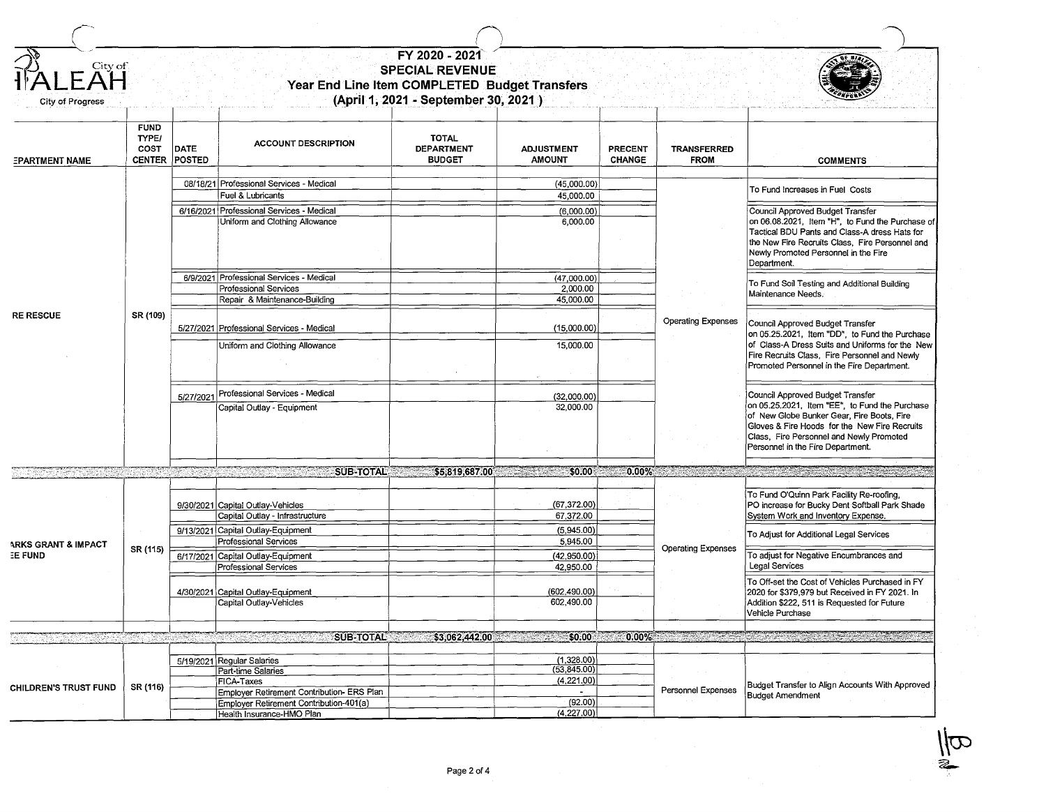City of HIALEAH
City of Progress

# FY 2020 - 2021
## SPECIAL REVENUE
## Year End Line Item COMPLETED Budget Transfers
## (April 1, 2021 - September 30, 2021 )

| EPARTMENT NAME | FUND TYPE/ COST CENTER | DATE POSTED | ACCOUNT DESCRIPTION | TOTAL DEPARTMENT BUDGET | ADJUSTMENT AMOUNT | PRECENT CHANGE | TRANSFERRED FROM | COMMENTS |
|---|---|---|---|---|---|---|---|---|
| RE RESCUE | SR (109) | 08/18/21 | Professional Services - Medical | | (45,000.00) | | Operating Expenses | To Fund Increases in Fuel Costs |
| | | | Fuel & Lubricants | | 45,000.00 | | | |
| | | 6/16/2021 | Professional Services - Medical | | (6,000.00) | | | Council Approved Budget Transfer on 06.08.2021, Item "H", to Fund the Purchase of Tactical BDU Pants and Class-A dress Hats for the New Fire Recruits Class, Fire Personnel and Newly Promoted Personnel in the Fire Department. |
| | | | Uniform and Clothing Allowance | | 6,000.00 | | | |
| | | 6/9/2021 | Professional Services - Medical | | (47,000.00) | | | To Fund Soil Testing and Additional Building Maintenance Needs. |
| | | | Professional Services | | 2,000.00 | | | |
| | | | Repair & Maintenance-Building | | 45,000.00 | | | |
| | | 5/27/2021 | Professional Services - Medical | | (15,000.00) | | | Council Approved Budget Transfer on 05.25.2021, Item "DD", to Fund the Purchase of Class-A Dress Suits and Uniforms for the New Fire Recruits Class, Fire Personnel and Newly Promoted Personnel in the Fire Department. |
| | | | Uniform and Clothing Allowance | | 15,000.00 | | | |
| | | 5/27/2021 | Professional Services - Medical | | (32,000.00) | | | Council Approved Budget Transfer on 05.25.2021, Item "EE", to Fund the Purchase of New Globe Bunker Gear, Fire Boots, Fire Gloves & Fire Hoods for the New Fire Recruits Class, Fire Personnel and Newly Promoted Personnel in the Fire Department. |
| | | | Capital Outlay - Equipment | | 32,000.00 | | | |
| | | | **SUB-TOTAL** | **$5,819,687.00** | **$0.00** | **0.00%** | | |
| ARKS GRANT & IMPACT EE FUND | SR (115) | 9/30/2021 | Capital Outlay-Vehicles | | (67,372.00) | | Operating Expenses | To Fund O'Quinn Park Facility Re-roofing, PO increase for Bucky Dent Softball Park Shade System Work and Inventory Expense. |
| | | | Capital Outlay - Infrastructure | | 67,372.00 | | | |
| | | 9/13/2021 | Capital Outlay-Equipment | | (5,945.00) | | | To Adjust for Additional Legal Services |
| | | | Professional Services | | 5,945.00 | | | |
| | | 6/17/2021 | Capital Outlay-Equipment | | (42,950.00) | | | To adjust for Negative Encumbrances and Legal Services |
| | | | Professional Services | | 42,950.00 | | | |
| | | 4/30/2021 | Capital Outlay-Equipment | | (602,490.00) | | | To Off-set the Cost of Vehicles Purchased in FY 2020 for $379,979 but Received in FY 2021. In Addition $222, 511 is Requested for Future Vehicle Purchase |
| | | | Capital Outlay-Vehicles | | 602,490.00 | | | |
| | | | **SUB-TOTAL** | **$3,062,442.00** | **$0.00** | **0.00%** | | |
| CHILDREN'S TRUST FUND | SR (116) | 5/19/2021 | Regular Salaries | | (1,328.00) | | Personnel Expenses | Budget Transfer to Align Accounts With Approved Budget Amendment |
| | | | Part-time Salaries | | (53,845.00) | | | |
| | | | FICA-Taxes | | (4,221.00) | | | |
| | | | Employer Retirement Contribution- ERS Plan | | - | | | |
| | | | Employer Retirement Contribution-401(a) | | (92.00) | | | |
| | | | Health Insurance-HMO Plan | | (4,227.00) | | | |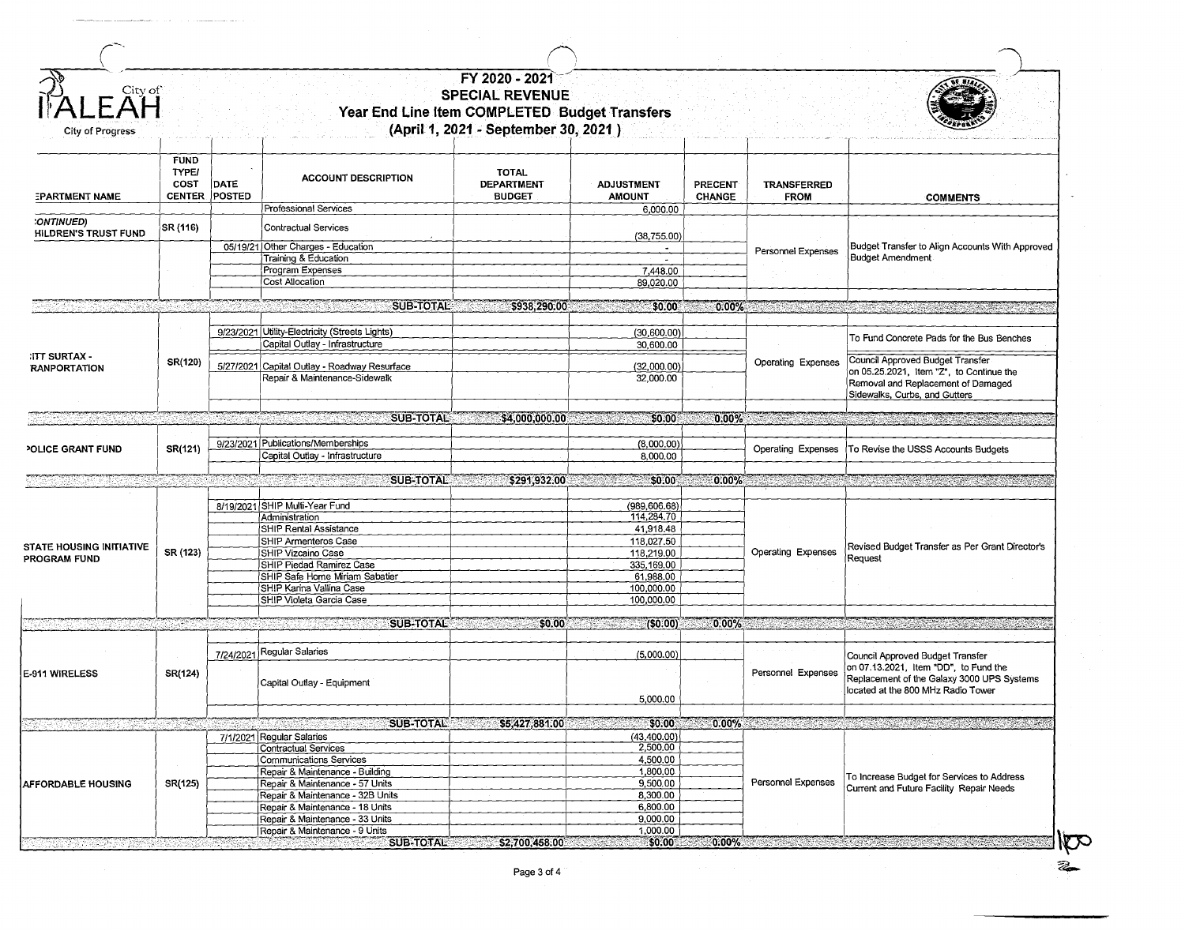# FY 2020 - 2021
## SPECIAL REVENUE
## Year End Line Item COMPLETED Budget Transfers
## (April 1, 2021 - September 30, 2021 )

City of Hialeah — City of Progress

| DEPARTMENT NAME | FUND TYPE/ COST CENTER | DATE POSTED | ACCOUNT DESCRIPTION | TOTAL DEPARTMENT BUDGET | ADJUSTMENT AMOUNT | PRECENT CHANGE | TRANSFERRED FROM | COMMENTS |
|---|---|---|---|---|---|---|---|---|
| | | | Professional Services | | 6,000.00 | | | |
| (CONTINUED) CHILDREN'S TRUST FUND | SR (116) | | Contractual Services | | (38,755.00) | | Personnel Expenses | Budget Transfer to Align Accounts With Approved Budget Amendment |
| | | 05/19/21 | Other Charges - Education | | - | | | |
| | | | Training & Education | | - | | | |
| | | | Program Expenses | | 7,448.00 | | | |
| | | | Cost Allocation | | 89,020.00 | | | |
| | | | SUB-TOTAL | $938,290.00 | $0.00 | 0.00% | | |
| CITT SURTAX - TRANPORTATION | SR(120) | 9/23/2021 | Utility-Electricity (Streets Lights) | | (30,600.00) | | Operating Expenses | To Fund Concrete Pads for the Bus Benches |
| | | | Capital Outlay - Infrastructure | | 30,600.00 | | | |
| | | 5/27/2021 | Capital Outlay - Roadway Resurface | | (32,000.00) | | | Council Approved Budget Transfer on 05.25.2021, Item "Z", to Continue the Removal and Replacement of Damaged Sidewalks, Curbs, and Gutters |
| | | | Repair & Maintenance-Sidewalk | | 32,000.00 | | | |
| | | | SUB-TOTAL | $4,000,000.00 | $0.00 | 0.00% | | |
| POLICE GRANT FUND | SR(121) | 9/23/2021 | Publications/Memberships | | (8,000.00) | | Operating Expenses | To Revise the USSS Accounts Budgets |
| | | | Capital Outlay - Infrastructure | | 8,000.00 | | | |
| | | | SUB-TOTAL | $291,932.00 | $0.00 | 0.00% | | |
| STATE HOUSING INITIATIVE PROGRAM FUND | SR (123) | 8/19/2021 | SHIP Multi-Year Fund | | (989,606.68) | | Operating Expenses | Revised Budget Transfer as Per Grant Director's Request |
| | | | Administration | | 114,284.70 | | | |
| | | | SHIP Rental Assistance | | 41,918.48 | | | |
| | | | SHIP Armenteros Case | | 118,027.50 | | | |
| | | | SHIP Vizcaino Case | | 118,219.00 | | | |
| | | | SHIP Piedad Ramirez Case | | 335,169.00 | | | |
| | | | SHIP Safe Home Miriam Sabatier | | 61,988.00 | | | |
| | | | SHIP Karina Vallina Case | | 100,000.00 | | | |
| | | | SHIP Violeta Garcia Case | | 100,000.00 | | | |
| | | | SUB-TOTAL | $0.00 | ($0.00) | 0.00% | | |
| E-911 WIRELESS | SR(124) | 7/24/2021 | Regular Salaries | | (5,000.00) | | Personnel Expenses | Council Approved Budget Transfer on 07.13.2021, Item "DD", to Fund the Replacement of the Galaxy 3000 UPS Systems located at the 800 MHz Radio Tower |
| | | | Capital Outlay - Equipment | | 5,000.00 | | | |
| | | | SUB-TOTAL | $5,427,881.00 | $0.00 | 0.00% | | |
| AFFORDABLE HOUSING | SR(125) | 7/1/2021 | Regular Salaries | | (43,400.00) | | Personnel Expenses | To Increase Budget for Services to Address Current and Future Facility Repair Needs |
| | | | Contractual Services | | 2,500.00 | | | |
| | | | Communications Services | | 4,500.00 | | | |
| | | | Repair & Maintenance - Building | | 1,800.00 | | | |
| | | | Repair & Maintenance - 57 Units | | 9,500.00 | | | |
| | | | Repair & Maintenance - 32B Units | | 8,300.00 | | | |
| | | | Repair & Maintenance - 18 Units | | 6,800.00 | | | |
| | | | Repair & Maintenance - 33 Units | | 9,000.00 | | | |
| | | | Repair & Maintenance - 9 Units | | 1,000.00 | | | |
| | | | SUB-TOTAL | $2,700,458.00 | $0.00 | 0.00% | | |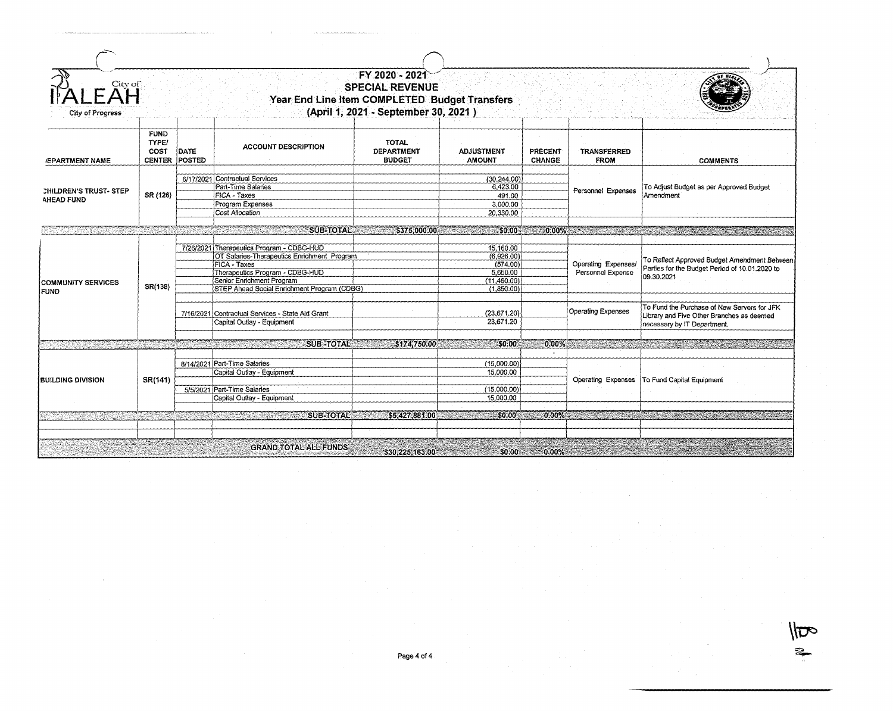City of HIALEAH
City of Progress

# FY 2020 - 2021
## SPECIAL REVENUE
## Year End Line Item COMPLETED Budget Transfers
## (April 1, 2021 - September 30, 2021 )

| DEPARTMENT NAME | FUND TYPE/ COST CENTER | DATE POSTED | ACCOUNT DESCRIPTION | TOTAL DEPARTMENT BUDGET | ADJUSTMENT AMOUNT | PRECENT CHANGE | TRANSFERRED FROM | COMMENTS |
|---|---|---|---|---|---|---|---|---|
| CHILDREN'S TRUST- STEP AHEAD FUND | SR (126) | 6/17/2021 | Contractual Services | | (30,244.00) | | Personnel Expenses | To Adjust Budget as per Approved Budget Amendment |
| | | | Part-Time Salaries | | 6,423.00 | | | |
| | | | FICA - Taxes | | 491.00 | | | |
| | | | Program Expenses | | 3,000.00 | | | |
| | | | Cost Allocation | | 20,330.00 | | | |
| | | | SUB-TOTAL | $375,000.00 | $0.00 | 0.00% | | |
| COMMUNITY SERVICES FUND | SR(138) | 7/26/2021 | Therapeutics Program - CDBG-HUD | | 15,160.00 | | Operating Expenses/ Personnel Expense | To Reflect Approved Budget Amendment Between Parties for the Budget Period of 10.01.2020 to 09.30.2021 |
| | | | OT Salaries-Therapeutics Enrichment Program | | (6,926.00) | | | |
| | | | FICA - Taxes | | (574.00) | | | |
| | | | Therapeutics Program - CDBG-HUD | | 5,650.00 | | | |
| | | | Senior Enrichment Program | | (11,460.00) | | | |
| | | | STEP Ahead Social Enrichment Program (CDBG) | | (1,850.00) | | | |
| | | 7/16/2021 | Contractual Services - State Aid Grant | | (23,671.20) | | Operating Expenses | To Fund the Purchase of New Servers for JFK Library and Five Other Branches as deemed necessary by IT Department. |
| | | | Capital Outlay - Equipment | | 23,671.20 | | | |
| | | | SUB-TOTAL | $174,750.00 | $0.00 | 0.00% | | |
| BUILDING DIVISION | SR(141) | 8/14/2021 | Part-Time Salaries | | (15,000.00) | | Operating Expenses | To Fund Capital Equipment |
| | | | Capital Outlay - Equipment | | 15,000.00 | | | |
| | | 5/5/2021 | Part-Time Salaries | | (15,000.00) | | | |
| | | | Capital Outlay - Equipment | | 15,000.00 | | | |
| | | | SUB-TOTAL | $5,427,881.00 | $0.00 | 0.00% | | |
| | | | GRAND TOTAL ALL FUNDS | $30,225,163.00 | $0.00 | 0.00% | | |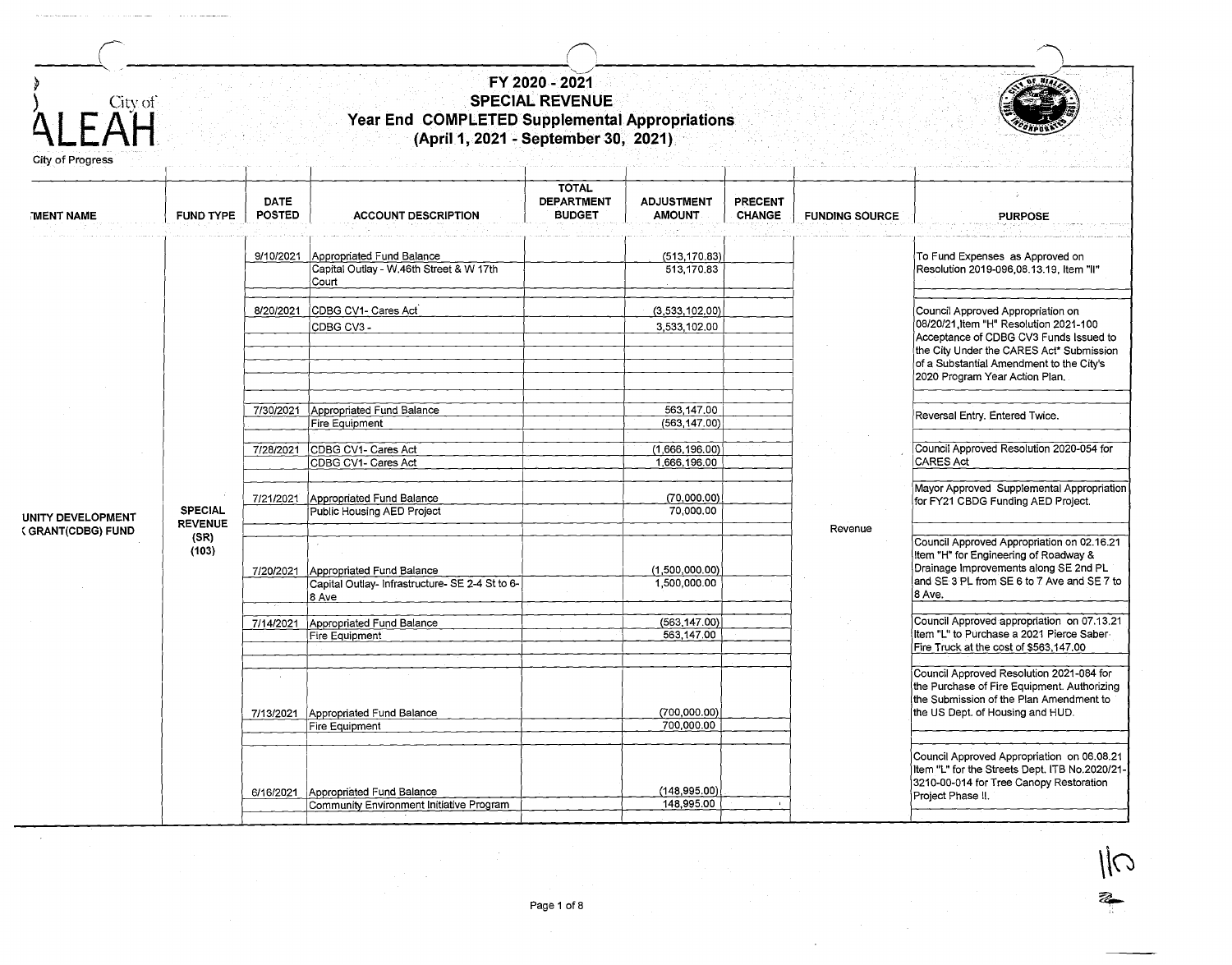City of HIALEAH
City of Progress

# FY 2020 - 2021
## SPECIAL REVENUE
## Year End COMPLETED Supplemental Appropriations
## (April 1, 2021 - September 30, 2021)

| DEPARTMENT NAME | FUND TYPE | DATE POSTED | ACCOUNT DESCRIPTION | TOTAL DEPARTMENT BUDGET | ADJUSTMENT AMOUNT | PRECENT CHANGE | FUNDING SOURCE | PURPOSE |
|---|---|---|---|---|---|---|---|---|
| UNITY DEVELOPMENT ( GRANT(CDBG) FUND | SPECIAL REVENUE (SR) (103) | 9/10/2021 | Appropriated Fund Balance | | (513,170.83) | | Revenue | To Fund Expenses as Approved on Resolution 2019-096,08.13.19, Item "II" |
| | | | Capital Outlay - W.46th Street & W 17th Court | | 513,170.83 | | | |
| | | 8/20/2021 | CDBG CV1- Cares Act | | (3,533,102.00) | | | Council Approved Appropriation on 08/20/21,Item "H" Resolution 2021-100 Acceptance of CDBG CV3 Funds Issued to the City Under the CARES Act" Submission of a Substantial Amendment to the City's 2020 Program Year Action Plan. |
| | | | CDBG CV3 - | | 3,533,102.00 | | | |
| | | 7/30/2021 | Appropriated Fund Balance | | 563,147.00 | | | Reversal Entry. Entered Twice. |
| | | | Fire Equipment | | (563,147.00) | | | |
| | | 7/28/2021 | CDBG CV1- Cares Act | | (1,666,196.00) | | | Council Approved Resolution 2020-054 for CARES Act |
| | | | CDBG CV1- Cares Act | | 1,666,196.00 | | | |
| | | 7/21/2021 | Appropriated Fund Balance | | (70,000.00) | | | Mayor Approved Supplemental Appropriation for FY21 CBDG Funding AED Project. |
| | | | Public Housing AED Project | | 70,000.00 | | | |
| | | 7/20/2021 | Appropriated Fund Balance | | (1,500,000.00) | | | Council Approved Appropriation on 02.16.21 Item "H" for Engineering of Roadway & Drainage Improvements along SE 2nd PL and SE 3 PL from SE 6 to 7 Ave and SE 7 to 8 Ave. |
| | | | Capital Outlay- Infrastructure- SE 2-4 St to 6-8 Ave | | 1,500,000.00 | | | |
| | | 7/14/2021 | Appropriated Fund Balance | | (563,147.00) | | | Council Approved appropriation on 07.13.21 Item "L" to Purchase a 2021 Pierce Saber Fire Truck at the cost of $563,147.00 |
| | | | Fire Equipment | | 563,147.00 | | | |
| | | 7/13/2021 | Appropriated Fund Balance | | (700,000.00) | | | Council Approved Resolution 2021-084 for the Purchase of Fire Equipment. Authorizing the Submission of the Plan Amendment to the US Dept. of Housing and HUD. |
| | | | Fire Equipment | | 700,000.00 | | | |
| | | 6/16/2021 | Appropriated Fund Balance | | (148,995.00) | | | Council Approved Appropriation on 06.08.21 Item "L" for the Streets Dept. ITB No.2020/21-3210-00-014 for Tree Canopy Restoration Project Phase II. |
| | | | Community Environment Initiative Program | | 148,995.00 | | | |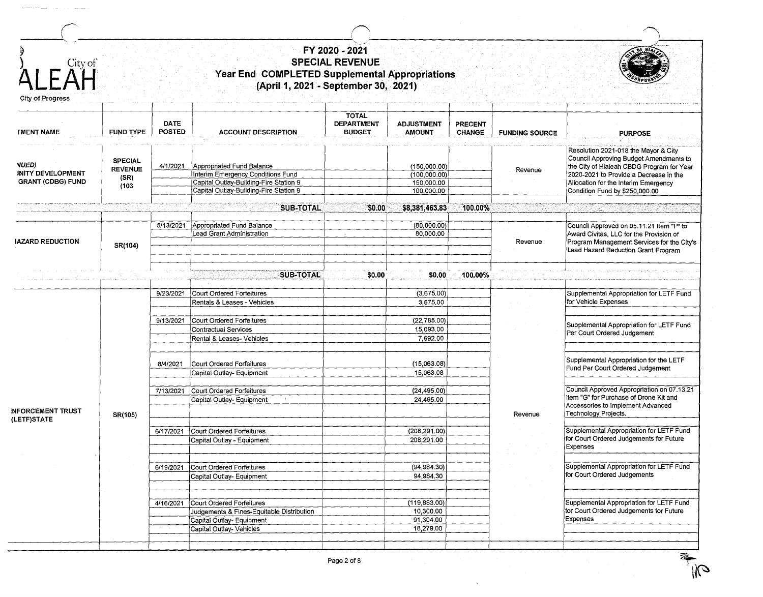City of HIALEAH
City of Progress

# FY 2020 - 2021
## SPECIAL REVENUE
## Year End COMPLETED Supplemental Appropriations
## (April 1, 2021 - September 30, 2021)

| TMENT NAME | FUND TYPE | DATE POSTED | ACCOUNT DESCRIPTION | TOTAL DEPARTMENT BUDGET | ADJUSTMENT AMOUNT | PRECENT CHANGE | FUNDING SOURCE | PURPOSE |
|---|---|---|---|---|---|---|---|---|
| NUED) JNITY DEVELOPMENT GRANT (CDBG) FUND | SPECIAL REVENUE (SR) (103 | 4/1/2021 | Appropriated Fund Balance | | (150,000.00) | - | Revenue | Resolution 2021-018 the Mayor & City Council Approving Budget Amendments to the City of Hialeah CBDG Program for Year 2020-2021 to Provide a Decrease in the Allocation for the Interim Emergency Condition Fund by $250,000.00 |
| | | | Interim Emergency Conditions Fund | | (100,000.00) | | | |
| | | | Capital Outlay-Building-Fire Station 9 | | 150,000.00 | | | |
| | | | Capital Outlay-Building-Fire Station 9 | | 100,000.00 | | | |
| | | | SUB-TOTAL | $0.00 | $8,381,463.83 | 100.00% | | |
| IAZARD REDUCTION | SR(104) | 5/13/2021 | Appropriated Fund Balance | | (80,000.00) | | Revenue | Council Approved on 05.11.21 Item "P" to Award Civitas, LLC for the Provision of Program Management Services for the City's Lead Hazard Reduction Grant Program |
| | | | Lead Grant Administration | | 80,000.00 | | | |
| | | | SUB-TOTAL | $0.00 | $0.00 | 100.00% | | |
| :NFORCEMENT TRUST (LETF)STATE | SR(105) | 9/23/2021 | Court Ordered Forfeitures | | (3,675.00) | | Revenue | Supplemental Appropriation for LETF Fund for Vehicle Expenses |
| | | | Rentals & Leases - Vehicles | | 3,675.00 | | | |
| | | 9/13/2021 | Court Ordered Forfeitures | | (22,785.00) | | | Supplemental Appropriation for LETF Fund Per Court Ordered Judgement |
| | | | Contractual Services | | 15,093.00 | | | |
| | | | Rental & Leases- Vehicles | | 7,692.00 | | | |
| | | 8/4/2021 | Court Ordered Forfeitures | | (15,063.08) | | | Supplemental Appropriation for the LETF Fund Per Court Ordered Judgement |
| | | | Capital Outlay- Equipment | | 15,063.08 | | | |
| | | 7/13/2021 | Court Ordered Forfeitures | | (24,495.00) | | | Council Approved Appropriation on 07.13.21 Item "G" for Purchase of Drone Kit and Accessories to Implement Advanced Technology Projects. |
| | | | Capital Outlay- Equipment | | 24,495.00 | | | |
| | | 6/17/2021 | Court Ordered Forfeitures | | (208,291.00) | | | Supplemental Appropriation for LETF Fund for Court Ordered Judgements for Future Expenses |
| | | | Capital Outlay - Equipment | | 208,291.00 | | | |
| | | 6/19/2021 | Court Ordered Forfeitures | | (94,984.30) | | | Supplemental Appropriation for LETF Fund for Court Ordered Judgements |
| | | | Capital Outlay- Equipment | | 94,984.30 | | | |
| | | 4/16/2021 | Court Ordered Forfeitures | | (119,883.00) | | | Supplemental Appropriation for LETF Fund for Court Ordered Judgements for Future Expenses |
| | | | Judgements & Fines-Equitable Distribution | | 10,300.00 | | | |
| | | | Capital Outlay- Equipment | | 91,304.00 | | | |
| | | | Capital Outlay- Vehicles | | 18,279.00 | | | |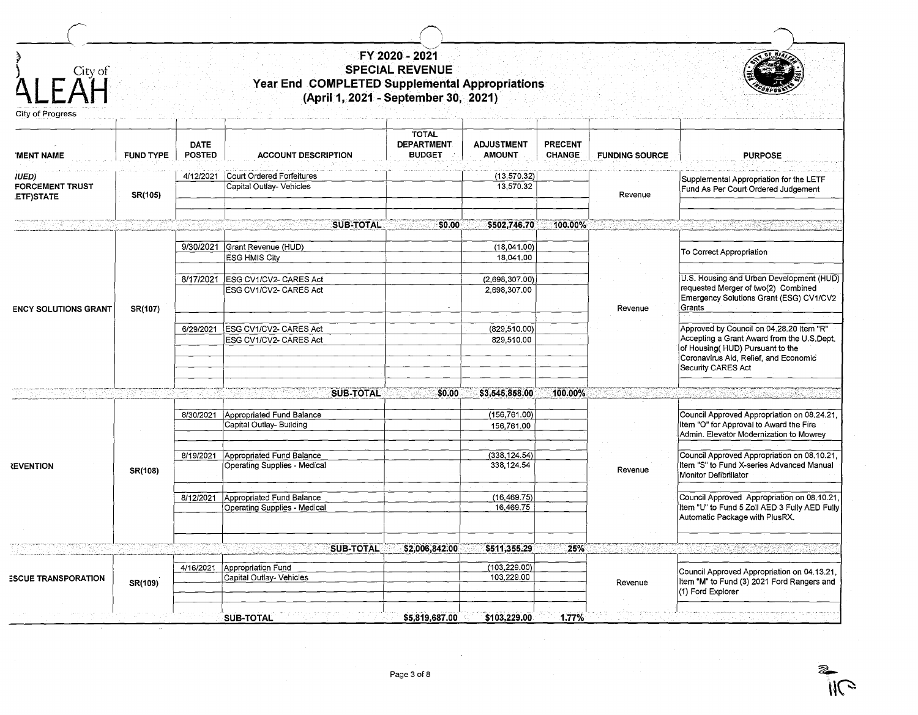City of HIALEAH

City of Progress

# FY 2020 - 2021
## SPECIAL REVENUE
## Year End COMPLETED Supplemental Appropriations
## (April 1, 2021 - September 30, 2021)

| MENT NAME | FUND TYPE | DATE POSTED | ACCOUNT DESCRIPTION | TOTAL DEPARTMENT BUDGET | ADJUSTMENT AMOUNT | PRECENT CHANGE | FUNDING SOURCE | PURPOSE |
|---|---|---|---|---|---|---|---|---|
| IUED) FORCEMENT TRUST ETF)STATE | SR(105) | 4/12/2021 | Court Ordered Forfeitures | | (13,570.32) | | Revenue | Supplemental Appropriation for the LETF Fund As Per Court Ordered Judgement |
| | | | Capital Outlay- Vehicles | | 13,570.32 | | | |
| | | | SUB-TOTAL | $0.00 | $502,746.70 | 100.00% | | |
| ENCY SOLUTIONS GRANT | SR(107) | 9/30/2021 | Grant Revenue (HUD) | | (18,041.00) | | Revenue | To Correct Appropriation |
| | | | ESG HMIS City | | 18,041.00 | | | |
| | | 8/17/2021 | ESG CV1/CV2- CARES Act | | (2,698,307.00) | | | U.S. Housing and Urban Development (HUD) requested Merger of two(2) Combined Emergency Solutions Grant (ESG) CV1/CV2 Grants |
| | | | ESG CV1/CV2- CARES Act | | 2,698,307.00 | | | |
| | | 6/29/2021 | ESG CV1/CV2- CARES Act | | (829,510.00) | | | Approved by Council on 04.28.20 Item "R" Accepting a Grant Award from the U.S.Dept. of Housing( HUD) Pursuant to the Coronavirus Aid, Relief, and Economic Security CARES Act |
| | | | ESG CV1/CV2- CARES Act | | 829,510.00 | | | |
| | | | SUB-TOTAL | $0.00 | $3,545,858.00 | 100.00% | | |
| REVENTION | SR(108) | 8/30/2021 | Appropriated Fund Balance | | (156,761.00) | | Revenue | Council Approved Appropriation on 08.24.21, Item "O" for Approval to Award the Fire Admin. Elevator Modernization to Mowrey |
| | | | Capital Outlay- Building | | 156,761.00 | | | |
| | | 8/19/2021 | Appropriated Fund Balance | | (338,124.54) | | | Council Approved Appropriation on 08.10.21, Item "S" to Fund X-series Advanced Manual Monitor Defibrillator |
| | | | Operating Supplies - Medical | | 338,124.54 | | | |
| | | 8/12/2021 | Appropriated Fund Balance | | (16,469.75) | | | Council Approved Appropriation on 08.10.21, Item "U" to Fund 5 Zoll AED 3 Fully AED Fully Automatic Package with PlusRX. |
| | | | Operating Supplies - Medical | | 16,469.75 | | | |
| | | | SUB-TOTAL | $2,006,842.00 | $511,355.29 | 25% | | |
| ESCUE TRANSPORATION | SR(109) | 4/16/2021 | Appropriation Fund | | (103,229.00) | | Revenue | Council Approved Appropriation on 04.13.21, Item "M" to Fund (3) 2021 Ford Rangers and (1) Ford Explorer |
| | | | Capital Outlay- Vehicles | | 103,229.00 | | | |
| | | | SUB-TOTAL | $5,819,687.00 | $103,229.00 | 1.77% | | |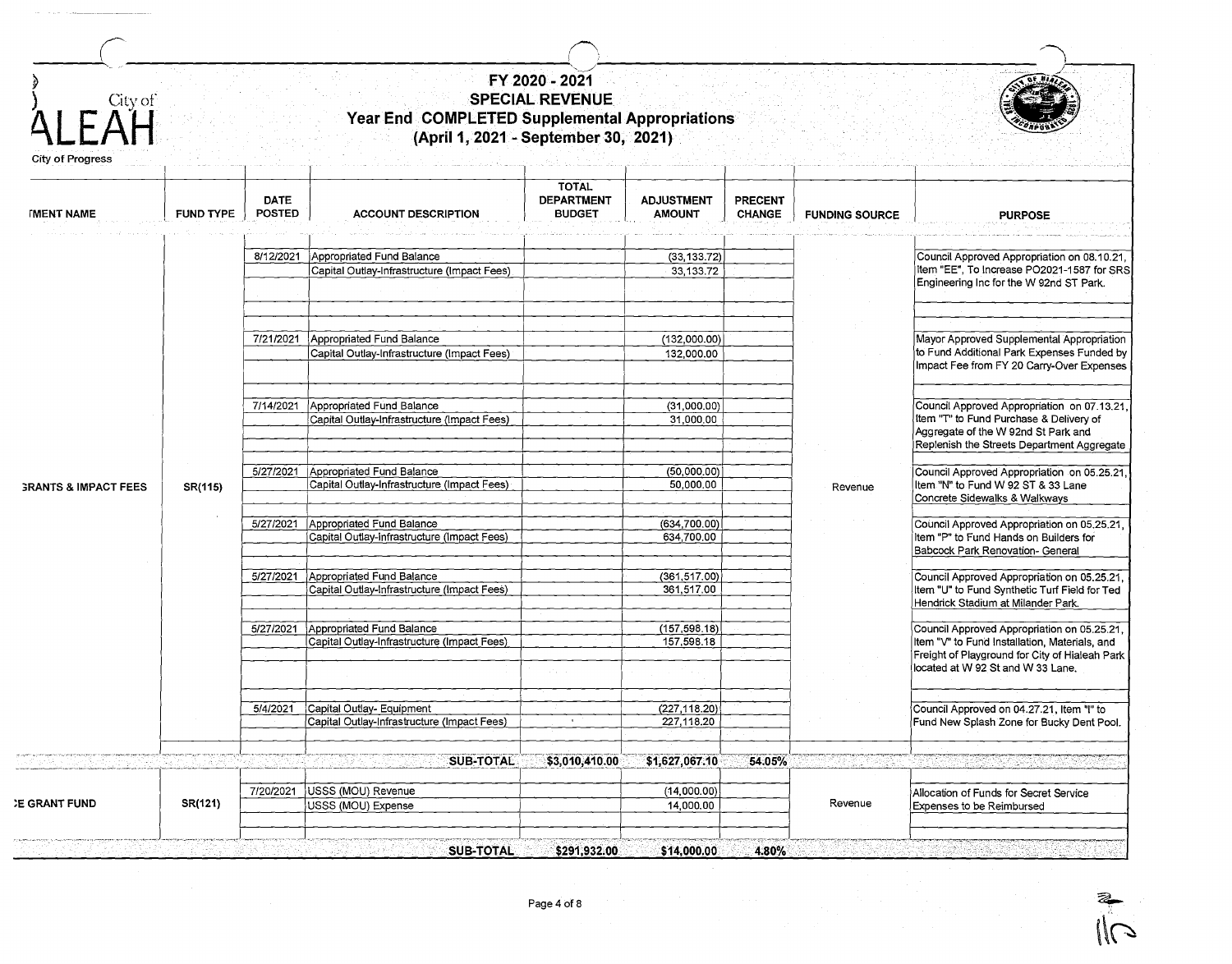City of HIALEAH
City of Progress

# FY 2020 - 2021
## SPECIAL REVENUE
## Year End COMPLETED Supplemental Appropriations
## (April 1, 2021 - September 30, 2021)

| TMENT NAME | FUND TYPE | DATE POSTED | ACCOUNT DESCRIPTION | TOTAL DEPARTMENT BUDGET | ADJUSTMENT AMOUNT | PRECENT CHANGE | FUNDING SOURCE | PURPOSE |
|---|---|---|---|---|---|---|---|---|
| GRANTS & IMPACT FEES | SR(115) | 8/12/2021 | Appropriated Fund Balance | | (33,133.72) | | Revenue | Council Approved Appropriation on 08.10.21, Item "EE", To Increase PO2021-1587 for SRS Engineering Inc for the W 92nd ST Park. |
| | | | Capital Outlay-Infrastructure (Impact Fees) | | 33,133.72 | | | |
| | | 7/21/2021 | Appropriated Fund Balance | | (132,000.00) | | | Mayor Approved Supplemental Appropriation to Fund Additional Park Expenses Funded by Impact Fee from FY 20 Carry-Over Expenses |
| | | | Capital Outlay-Infrastructure (Impact Fees) | | 132,000.00 | | | |
| | | 7/14/2021 | Appropriated Fund Balance | | (31,000.00) | | | Council Approved Appropriation on 07.13.21, Item "T" to Fund Purchase & Delivery of Aggregate of the W 92nd St Park and Replenish the Streets Department Aggregate |
| | | | Capital Outlay-Infrastructure (Impact Fees) | | 31,000.00 | | | |
| | | 5/27/2021 | Appropriated Fund Balance | | (50,000.00) | | | Council Approved Appropriation on 05.25.21, Item "N" to Fund W 92 ST & 33 Lane Concrete Sidewalks & Walkways |
| | | | Capital Outlay-Infrastructure (Impact Fees) | | 50,000.00 | | | |
| | | 5/27/2021 | Appropriated Fund Balance | | (634,700.00) | | | Council Approved Appropriation on 05.25.21, Item "P" to Fund Hands on Builders for Babcock Park Renovation- General |
| | | | Capital Outlay-Infrastructure (Impact Fees) | | 634,700.00 | | | |
| | | 5/27/2021 | Appropriated Fund Balance | | (361,517.00) | | | Council Approved Appropriation on 05.25.21, Item "U" to Fund Synthetic Turf Field for Ted Hendrick Stadium at Milander Park. |
| | | | Capital Outlay-Infrastructure (Impact Fees) | | 361,517.00 | | | |
| | | 5/27/2021 | Appropriated Fund Balance | | (157,598.18) | | | Council Approved Appropriation on 05.25.21, Item "V" to Fund Installation, Materials, and Freight of Playground for City of Hialeah Park located at W 92 St and W 33 Lane. |
| | | | Capital Outlay-Infrastructure (Impact Fees) | | 157,598.18 | | | |
| | | 5/4/2021 | Capital Outlay- Equipment | | (227,118.20) | | | Council Approved on 04.27.21, Item "I" to Fund New Splash Zone for Bucky Dent Pool. |
| | | | Capital Outlay-Infrastructure (Impact Fees) | | 227,118.20 | | | |
| | | | SUB-TOTAL | $3,010,410.00 | $1,627,067.10 | 54.05% | | |
| E GRANT FUND | SR(121) | 7/20/2021 | USSS (MOU) Revenue | | (14,000.00) | | Revenue | Allocation of Funds for Secret Service Expenses to be Reimbursed |
| | | | USSS (MOU) Expense | | 14,000.00 | | | |
| | | | SUB-TOTAL | $291,932.00 | $14,000.00 | 4.80% | | |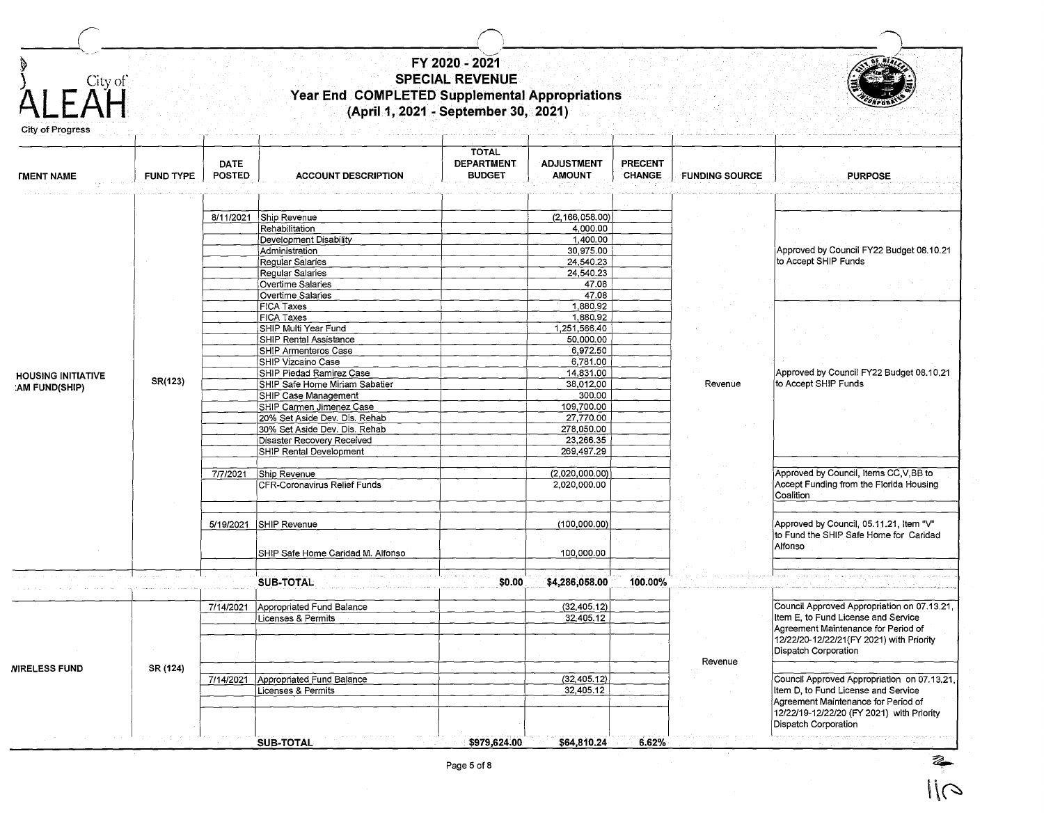# FY 2020 - 2021
## SPECIAL REVENUE
## Year End COMPLETED Supplemental Appropriations
## (April 1, 2021 - September 30, 2021)

City of ALEAH

City of Progress

| TMENT NAME | FUND TYPE | DATE POSTED | ACCOUNT DESCRIPTION | TOTAL DEPARTMENT BUDGET | ADJUSTMENT AMOUNT | PRECENT CHANGE | FUNDING SOURCE | PURPOSE |
|---|---|---|---|---|---|---|---|---|
| HOUSING INITIATIVE :AM FUND(SHIP) | SR(123) | 8/11/2021 | Ship Revenue | | (2,166,058.00) | | Revenue | Approved by Council FY22 Budget 08.10.21 to Accept SHIP Funds |
| | | | Rehabilitation | | 4,000.00 | | | |
| | | | Development Disability | | 1,400.00 | | | |
| | | | Administration | | 30,975.00 | | | |
| | | | Regular Salaries | | 24,540.23 | | | |
| | | | Regular Salaries | | 24,540.23 | | | |
| | | | Overtime Salaries | | 47.08 | | | |
| | | | Overtime Salaries | | 47.08 | | | |
| | | | FICA Taxes | | 1,880.92 | | | Approved by Council FY22 Budget 08.10.21 to Accept SHIP Funds |
| | | | FICA Taxes | | 1,880.92 | | | |
| | | | SHIP Multi Year Fund | | 1,251,566.40 | | | |
| | | | SHIP Rental Assistance | | 50,000.00 | | | |
| | | | SHIP Armenteros Case | | 6,972.50 | | | |
| | | | SHIP Vizcaino Case | | 6,781.00 | | | |
| | | | SHIP Piedad Ramirez Case | | 14,831.00 | | | |
| | | | SHIP Safe Home Miriam Sabatier | | 38,012.00 | | | |
| | | | SHIP Case Management | | 300.00 | | | |
| | | | SHIP Carmen Jimenez Case | | 109,700.00 | | | |
| | | | 20% Set Aside Dev. Dis. Rehab | | 27,770.00 | | | |
| | | | 30% Set Aside Dev. Dis. Rehab | | 278,050.00 | | | |
| | | | Disaster Recovery Received | | 23,266.35 | | | |
| | | | SHIP Rental Development | | 269,497.29 | | | |
| | | 7/7/2021 | Ship Revenue | | (2,020,000.00) | | | Approved by Council, Items CC,V,BB to Accept Funding from the Florida Housing Coalition |
| | | | CFR-Coronavirus Relief Funds | | 2,020,000.00 | | | |
| | | 5/19/2021 | SHIP Revenue | | (100,000.00) | | | Approved by Council, 05.11.21, Item "V" to Fund the SHIP Safe Home for Caridad Alfonso |
| | | | SHIP Safe Home Caridad M. Alfonso | | 100,000.00 | | | |
| | | | **SUB-TOTAL** | **$0.00** | **$4,286,058.00** | **100.00%** | | |
| WIRELESS FUND | SR (124) | 7/14/2021 | Appropriated Fund Balance | | (32,405.12) | | Revenue | Council Approved Appropriation on 07.13.21, Item E, to Fund License and Service Agreement Maintenance for Period of 12/22/20-12/22/21(FY 2021) with Priority Dispatch Corporation |
| | | | Licenses & Permits | | 32,405.12 | | | |
| | | 7/14/2021 | Appropriated Fund Balance | | (32,405.12) | | | Council Approved Appropriation on 07.13.21, Item D, to Fund License and Service Agreement Maintenance for Period of 12/22/19-12/22/20 (FY 2021) with Priority Dispatch Corporation |
| | | | Licenses & Permits | | 32,405.12 | | | |
| | | | **SUB-TOTAL** | **$979,624.00** | **$64,810.24** | **6.62%** | | |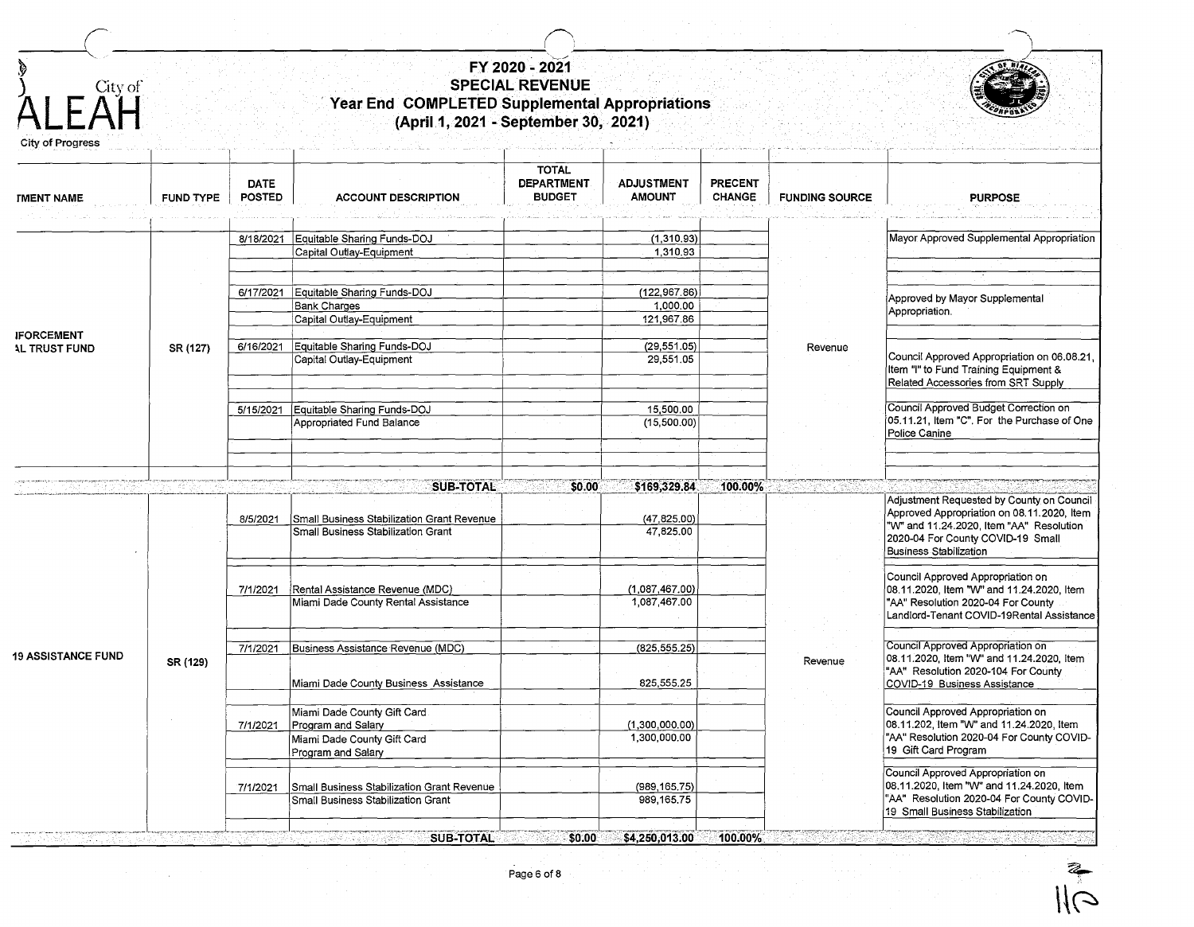City of HIALEAH
City of Progress

# FY 2020 - 2021
## SPECIAL REVENUE
## Year End COMPLETED Supplemental Appropriations
## (April 1, 2021 - September 30, 2021)

| TMENT NAME | FUND TYPE | DATE POSTED | ACCOUNT DESCRIPTION | TOTAL DEPARTMENT BUDGET | ADJUSTMENT AMOUNT | PRECENT CHANGE | FUNDING SOURCE | PURPOSE |
|---|---|---|---|---|---|---|---|---|
| IFORCEMENT AL TRUST FUND | SR (127) | 8/18/2021 | Equitable Sharing Funds-DOJ | | (1,310.93) | | Revenue | Mayor Approved Supplemental Appropriation |
| | | | Capital Outlay-Equipment | | 1,310.93 | | | |
| | | 6/17/2021 | Equitable Sharing Funds-DOJ | | (122,967.86) | | | Approved by Mayor Supplemental Appropriation. |
| | | | Bank Charges | | 1,000.00 | | | |
| | | | Capital Outlay-Equipment | | 121,967.86 | | | |
| | | 6/16/2021 | Equitable Sharing Funds-DOJ | | (29,551.05) | | | Council Approved Appropriation on 06.08.21, Item "I" to Fund Training Equipment & Related Accessories from SRT Supply |
| | | | Capital Outlay-Equipment | | 29,551.05 | | | |
| | | 5/15/2021 | Equitable Sharing Funds-DOJ | | 15,500.00 | | | Council Approved Budget Correction on 05.11.21, Item "C". For the Purchase of One Police Canine |
| | | | Appropriated Fund Balance | | (15,500.00) | | | |
| | | | **SUB-TOTAL** | **$0.00** | **$169,329.84** | **100.00%** | | |
| 19 ASSISTANCE FUND | SR (129) | 8/5/2021 | Small Business Stabilization Grant Revenue | | (47,825.00) | | Revenue | Adjustment Requested by County on Council Approved Appropriation on 08.11.2020, Item "W" and 11.24.2020, Item "AA" Resolution 2020-04 For County COVID-19 Small Business Stabilization |
| | | | Small Business Stabilization Grant | | 47,825.00 | | | |
| | | 7/1/2021 | Rental Assistance Revenue (MDC) | | (1,087,467.00) | | | Council Approved Appropriation on 08.11.2020, Item "W" and 11.24.2020, Item "AA" Resolution 2020-04 For County Landlord-Tenant COVID-19Rental Assistance |
| | | | Miami Dade County Rental Assistance | | 1,087,467.00 | | | |
| | | 7/1/2021 | Business Assistance Revenue (MDC) | | (825,555.25) | | | Council Approved Appropriation on 08.11.2020, Item "W" and 11.24.2020, Item "AA" Resolution 2020-104 For County COVID-19 Business Assistance |
| | | | Miami Dade County Business Assistance | | 825,555.25 | | | |
| | | 7/1/2021 | Miami Dade County Gift Card Program and Salary | | (1,300,000.00) | | | Council Approved Appropriation on 08.11.202, Item "W" and 11.24.2020, Item "AA" Resolution 2020-04 For County COVID-19 Gift Card Program |
| | | | Miami Dade County Gift Card Program and Salary | | 1,300,000.00 | | | |
| | | 7/1/2021 | Small Business Stabilization Grant Revenue | | (989,165.75) | | | Council Approved Appropriation on 08.11.2020, Item "W" and 11.24.2020, Item "AA" Resolution 2020-04 For County COVID-19 Small Business Stabilization |
| | | | Small Business Stabilization Grant | | 989,165.75 | | | |
| | | | **SUB-TOTAL** | **$0.00** | **$4,250,013.00** | **100.00%** | | |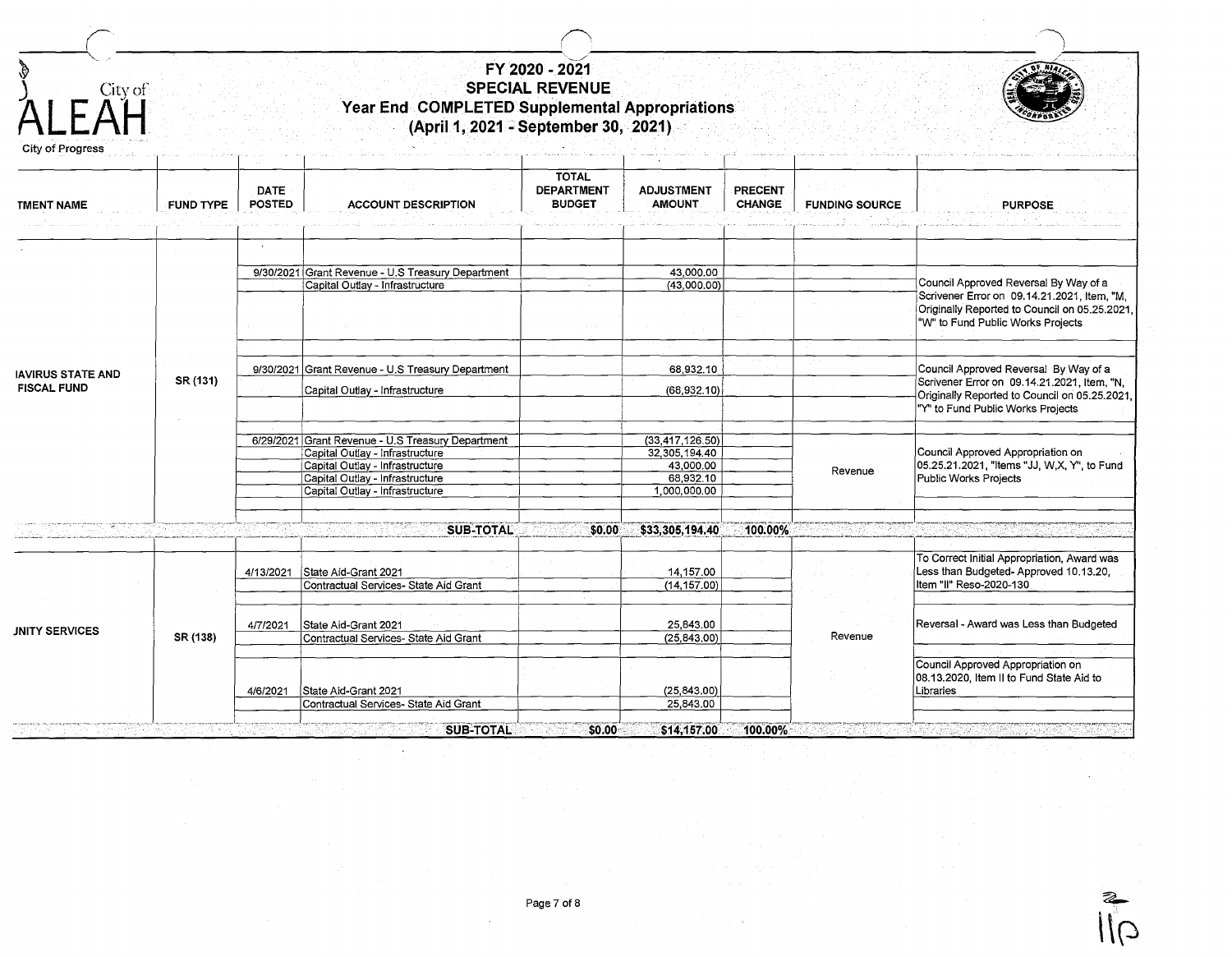City of
ALEAH
City of Progress

# FY 2020 - 2021
## SPECIAL REVENUE
## Year End COMPLETED Supplemental Appropriations
## (April 1, 2021 - September 30, 2021)

| TMENT NAME | FUND TYPE | DATE POSTED | ACCOUNT DESCRIPTION | TOTAL DEPARTMENT BUDGET | ADJUSTMENT AMOUNT | PRECENT CHANGE | FUNDING SOURCE | PURPOSE |
|---|---|---|---|---|---|---|---|---|
| IAVIRUS STATE AND FISCAL FUND | SR (131) | 9/30/2021 | Grant Revenue - U.S Treasury Department | | 43,000.00 | | | Council Approved Reversal By Way of a Scrivener Error on 09.14.21.2021, Item, "M, Originally Reported to Council on 05.25.2021, "W" to Fund Public Works Projects |
| | | | Capital Outlay - Infrastructure | | (43,000.00) | | | |
| | | 9/30/2021 | Grant Revenue - U.S Treasury Department | | 68,932.10 | | | Council Approved Reversal By Way of a Scrivener Error on 09.14.21.2021, Item, "N, Originally Reported to Council on 05.25.2021, "Y" to Fund Public Works Projects |
| | | | Capital Outlay - Infrastructure | | (68,932.10) | | | |
| | | 6/29/2021 | Grant Revenue - U.S Treasury Department | | (33,417,126.50) | | Revenue | Council Approved Appropriation on 05.25.21.2021, "Items "JJ, W,X, Y", to Fund Public Works Projects |
| | | | Capital Outlay - Infrastructure | | 32,305,194.40 | | | |
| | | | Capital Outlay - Infrastructure | | 43,000.00 | | | |
| | | | Capital Outlay - Infrastructure | | 68,932.10 | | | |
| | | | Capital Outlay - Infrastructure | | 1,000,000.00 | | | |
| | | | **SUB-TOTAL** | **$0.00** | **$33,305,194.40** | **100.00%** | | |
| JNITY SERVICES | SR (138) | 4/13/2021 | State Aid-Grant 2021 | | 14,157.00 | | Revenue | To Correct Initial Appropriation, Award was Less than Budgeted- Approved 10.13.20, Item "II" Reso-2020-130 |
| | | | Contractual Services- State Aid Grant | | (14,157.00) | | | |
| | | 4/7/2021 | State Aid-Grant 2021 | | 25,843.00 | | | Reversal - Award was Less than Budgeted |
| | | | Contractual Services- State Aid Grant | | (25,843.00) | | | |
| | | 4/6/2021 | State Aid-Grant 2021 | | (25,843.00) | | | Council Approved Appropriation on 08.13.2020, Item II to Fund State Aid to Libraries |
| | | | Contractual Services- State Aid Grant | | 25,843.00 | | | |
| | | | **SUB-TOTAL** | **$0.00** | **$14,157.00** | **100.00%** | | |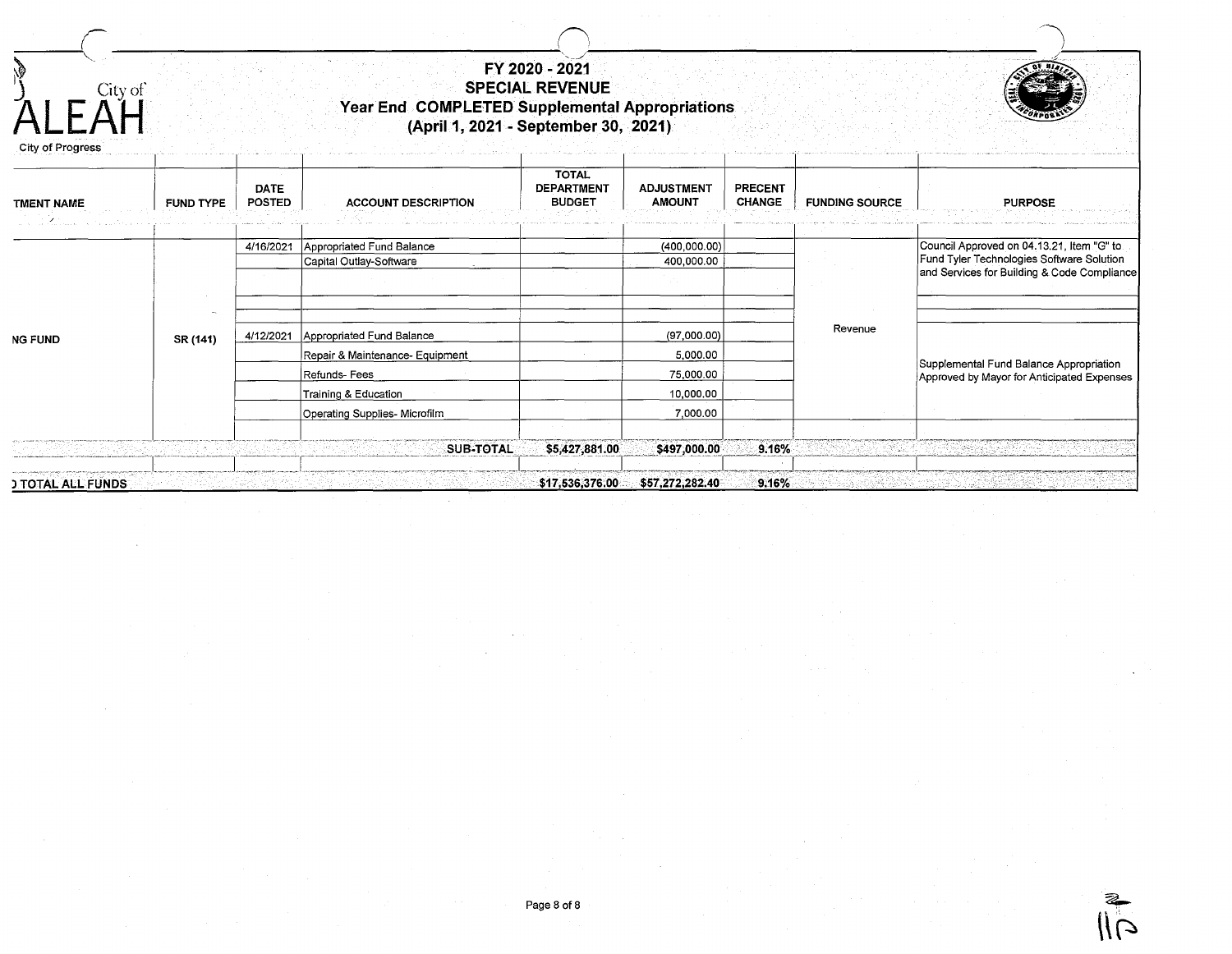City of ALEAH

City of Progress

# FY 2020 - 2021
## SPECIAL REVENUE
## Year End COMPLETED Supplemental Appropriations
## (April 1, 2021 - September 30, 2021)

| TMENT NAME | FUND TYPE | DATE POSTED | ACCOUNT DESCRIPTION | TOTAL DEPARTMENT BUDGET | ADJUSTMENT AMOUNT | PRECENT CHANGE | FUNDING SOURCE | PURPOSE |
|---|---|---|---|---|---|---|---|---|
| NG FUND | SR (141) | 4/16/2021 | Appropriated Fund Balance | | (400,000.00) | | Revenue | Council Approved on 04.13.21, Item "G" to Fund Tyler Technologies Software Solution and Services for Building & Code Compliance |
| | | | Capital Outlay-Software | | 400,000.00 | | | |
| | | 4/12/2021 | Appropriated Fund Balance | | (97,000.00) | | | Supplemental Fund Balance Appropriation Approved by Mayor for Anticipated Expenses |
| | | | Repair & Maintenance- Equipment | | 5,000.00 | | | |
| | | | Refunds- Fees | | 75,000.00 | | | |
| | | | Training & Education | | 10,000.00 | | | |
| | | | Operating Supplies- Microfilm | | 7,000.00 | | | |
| | | | SUB-TOTAL | $5,427,881.00 | $497,000.00 | 9.16% | | |
| ) TOTAL ALL FUNDS | | | | $17,536,376.00 | $57,272,282.40 | 9.16% | | |